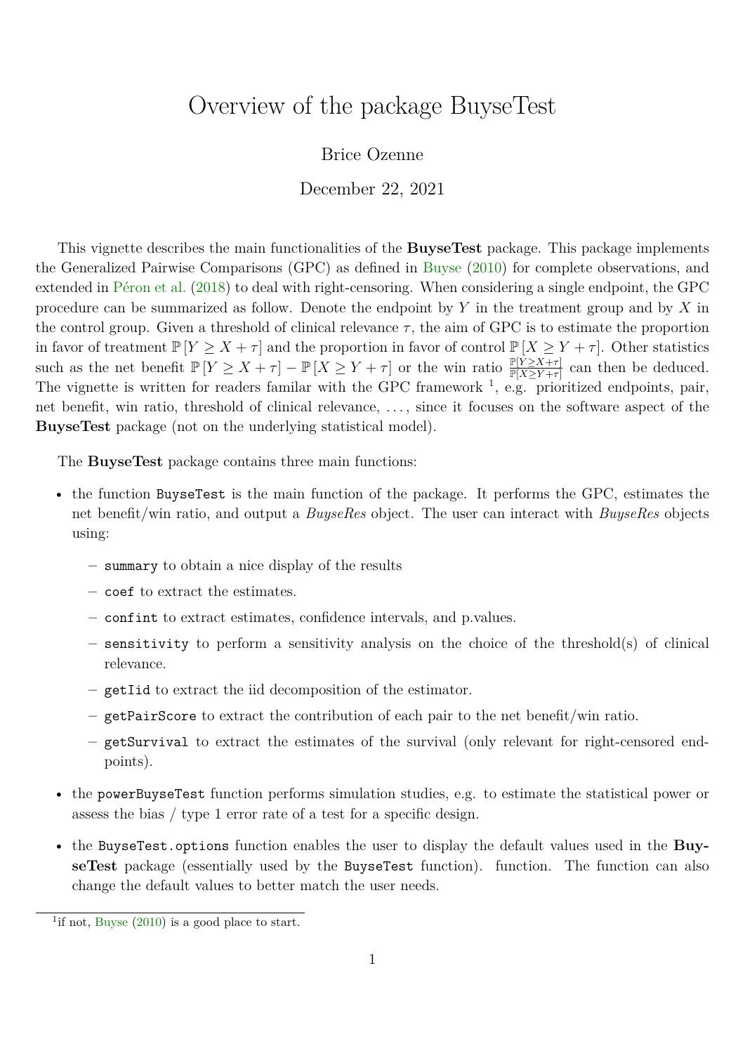# Overview of the package BuyseTest

Brice Ozenne

December 22, 2021

This vignette describes the main functionalities of the **BuyseTest** package. This package implements the Generalized Pairwise Comparisons (GPC) as defined in Buyse (2010) for complete observations, and extended in Péron et al. (2018) to deal with right-censoring. When considering a single endpoint, the GPC procedure can be summarized as follow. Denote the endpoint by $Y$ in the treatment group and by $X$ in the control group. Given a threshold of clinical relevance $\tau$, the aim of GPC is to estimate the proportion in favor of treatment $\mathbb{P}\left[Y \geq X + \tau\right]$ and the proportion in favor of control $\mathbb{P}\left[X \geq Y + \tau\right]$. Other statistics such as the net benefit $\mathbb{P}\left[Y \geq X + \tau\right] - \mathbb{P}\left[X \geq Y + \tau\right]$ or the win ratio $\frac{\mathbb{P}[Y \geq X+\tau]}{\mathbb{P}[X \geq Y+\tau]}$ can then be deduced. The vignette is written for readers familar with the GPC framework [1], e.g. prioritized endpoints, pair, net benefit, win ratio, threshold of clinical relevance, ..., since it focuses on the software aspect of the **BuyseTest** package (not on the underlying statistical model).

The **BuyseTest** package contains three main functions:

- the function `BuyseTest` is the main function of the package. It performs the GPC, estimates the net benefit/win ratio, and output a *BuyseRes* object. The user can interact with *BuyseRes* objects using:
  - `summary` to obtain a nice display of the results
  - `coef` to extract the estimates.
  - `confint` to extract estimates, confidence intervals, and p.values.
  - `sensitivity` to perform a sensitivity analysis on the choice of the threshold(s) of clinical relevance.
  - `getIid` to extract the iid decomposition of the estimator.
  - `getPairScore` to extract the contribution of each pair to the net benefit/win ratio.
  - `getSurvival` to extract the estimates of the survival (only relevant for right-censored endpoints).
- the `powerBuyseTest` function performs simulation studies, e.g. to estimate the statistical power or assess the bias / type 1 error rate of a test for a specific design.
- the `BuyseTest.options` function enables the user to display the default values used in the **BuyseTest** package (essentially used by the `BuyseTest` function). function. The function can also change the default values to better match the user needs.

[1] if not, Buyse (2010) is a good place to start.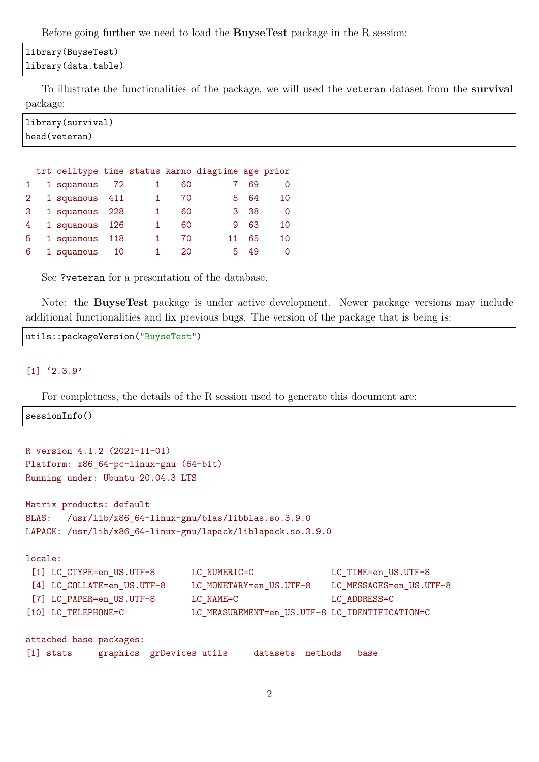Before going further we need to load the **BuyseTest** package in the R session:

```
library(BuyseTest)
library(data.table)
```

To illustrate the functionalities of the package, we will used the `veteran` dataset from the **survival** package:

```
library(survival)
head(veteran)
```

```
  trt celltype time status karno diagtime age prior
1   1 squamous   72      1    60        7  69     0
2   1 squamous  411      1    70        5  64    10
3   1 squamous  228      1    60        3  38     0
4   1 squamous  126      1    60        9  63    10
5   1 squamous  118      1    70       11  65    10
6   1 squamous   10      1    20        5  49     0
```

See `?veteran` for a presentation of the database.

Note: the **BuyseTest** package is under active development. Newer package versions may include additional functionalities and fix previous bugs. The version of the package that is being is:

```
utils::packageVersion("BuyseTest")
```

```
[1] '2.3.9'
```

For completness, the details of the R session used to generate this document are:

```
sessionInfo()
```

```
R version 4.1.2 (2021-11-01)
Platform: x86_64-pc-linux-gnu (64-bit)
Running under: Ubuntu 20.04.3 LTS

Matrix products: default
BLAS:   /usr/lib/x86_64-linux-gnu/blas/libblas.so.3.9.0
LAPACK: /usr/lib/x86_64-linux-gnu/lapack/liblapack.so.3.9.0

locale:
 [1] LC_CTYPE=en_US.UTF-8       LC_NUMERIC=C               LC_TIME=en_US.UTF-8
 [4] LC_COLLATE=en_US.UTF-8     LC_MONETARY=en_US.UTF-8    LC_MESSAGES=en_US.UTF-8
 [7] LC_PAPER=en_US.UTF-8       LC_NAME=C                  LC_ADDRESS=C
[10] LC_TELEPHONE=C             LC_MEASUREMENT=en_US.UTF-8 LC_IDENTIFICATION=C

attached base packages:
[1] stats     graphics  grDevices utils     datasets  methods   base
```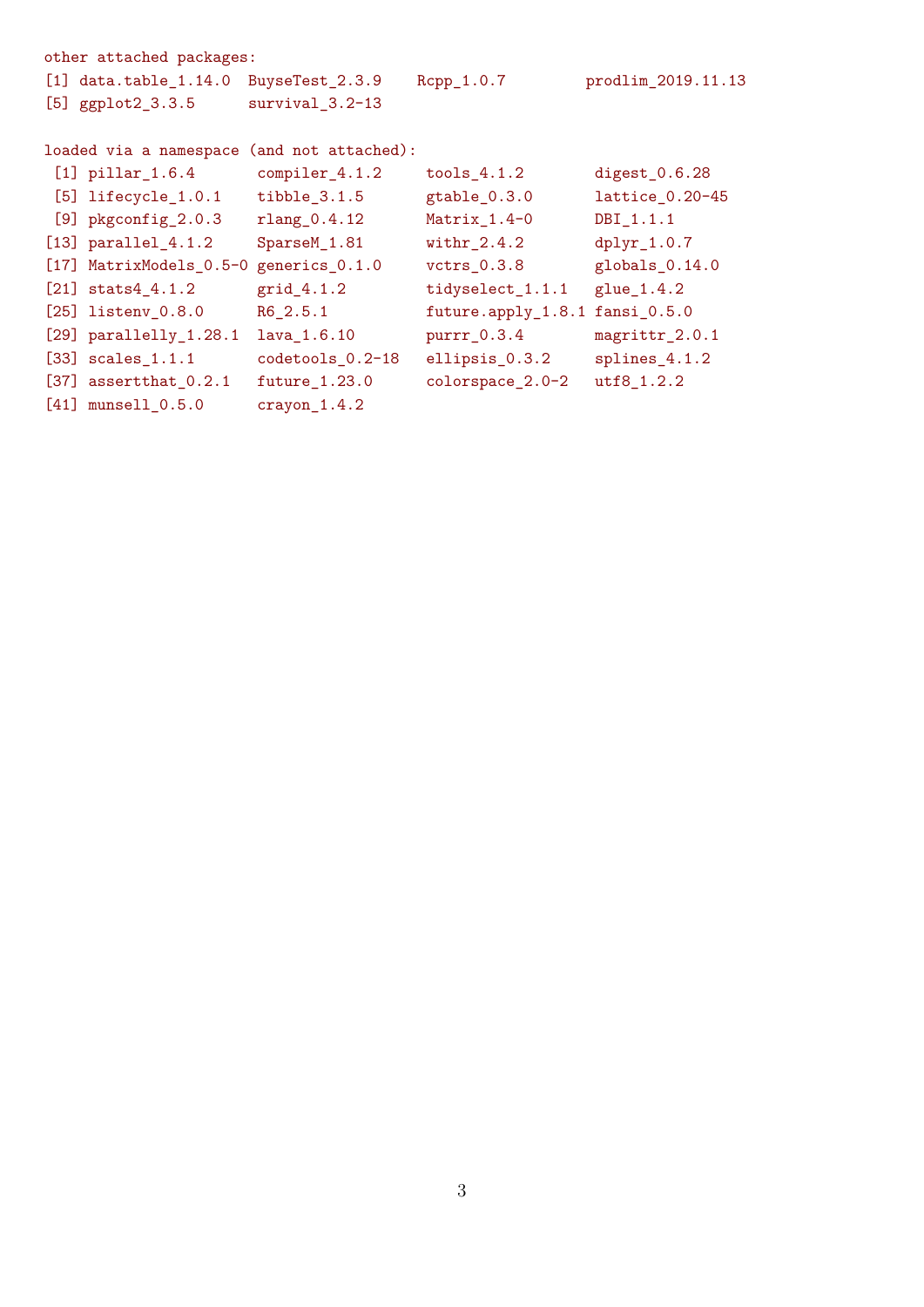```
other attached packages:
[1] data.table_1.14.0  BuyseTest_2.3.9    Rcpp_1.0.7         prodlim_2019.11.13
[5] ggplot2_3.3.5      survival_3.2-13   

loaded via a namespace (and not attached):
 [1] pillar_1.6.4       compiler_4.1.2     tools_4.1.2        digest_0.6.28     
 [5] lifecycle_1.0.1    tibble_3.1.5       gtable_0.3.0       lattice_0.20-45   
 [9] pkgconfig_2.0.3    rlang_0.4.12       Matrix_1.4-0       DBI_1.1.1         
[13] parallel_4.1.2     SparseM_1.81       withr_2.4.2        dplyr_1.0.7       
[17] MatrixModels_0.5-0 generics_0.1.0     vctrs_0.3.8        globals_0.14.0    
[21] stats4_4.1.2       grid_4.1.2         tidyselect_1.1.1   glue_1.4.2        
[25] listenv_0.8.0      R6_2.5.1           future.apply_1.8.1 fansi_0.5.0       
[29] parallelly_1.28.1  lava_1.6.10        purrr_0.3.4        magrittr_2.0.1    
[33] scales_1.1.1       codetools_0.2-18   ellipsis_0.3.2     splines_4.1.2     
[37] assertthat_0.2.1   future_1.23.0      colorspace_2.0-2   utf8_1.2.2        
[41] munsell_0.5.0      crayon_1.4.2      
```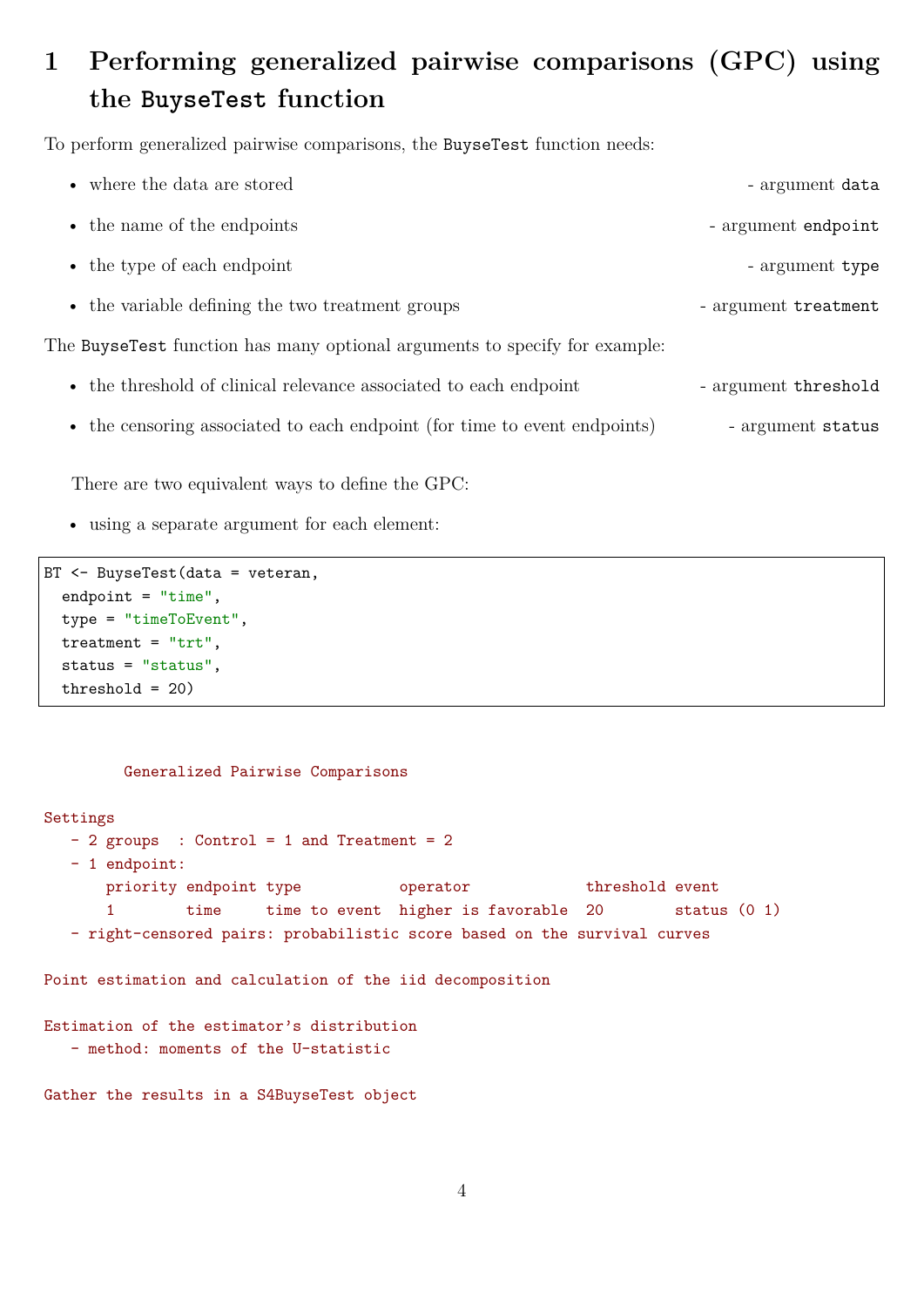# 1 Performing generalized pairwise comparisons (GPC) using the `BuyseTest` function

To perform generalized pairwise comparisons, the `BuyseTest` function needs:

- where the data are stored - argument `data`
- the name of the endpoints - argument `endpoint`
- the type of each endpoint - argument `type`
- the variable defining the two treatment groups - argument `treatment`

The `BuyseTest` function has many optional arguments to specify for example:

- the threshold of clinical relevance associated to each endpoint - argument `threshold`
- the censoring associated to each endpoint (for time to event endpoints) - argument `status`

There are two equivalent ways to define the GPC:

- using a separate argument for each element:

```
BT <- BuyseTest(data = veteran,
  endpoint = "time",
  type = "timeToEvent",
  treatment = "trt",
  status = "status",
  threshold = 20)
```

```
         Generalized Pairwise Comparisons

Settings
   - 2 groups  : Control = 1 and Treatment = 2
   - 1 endpoint:
       priority endpoint type           operator             threshold event
       1        time     time to event  higher is favorable  20        status (0 1)
   - right-censored pairs: probabilistic score based on the survival curves

Point estimation and calculation of the iid decomposition

Estimation of the estimator's distribution
   - method: moments of the U-statistic

Gather the results in a S4BuyseTest object
```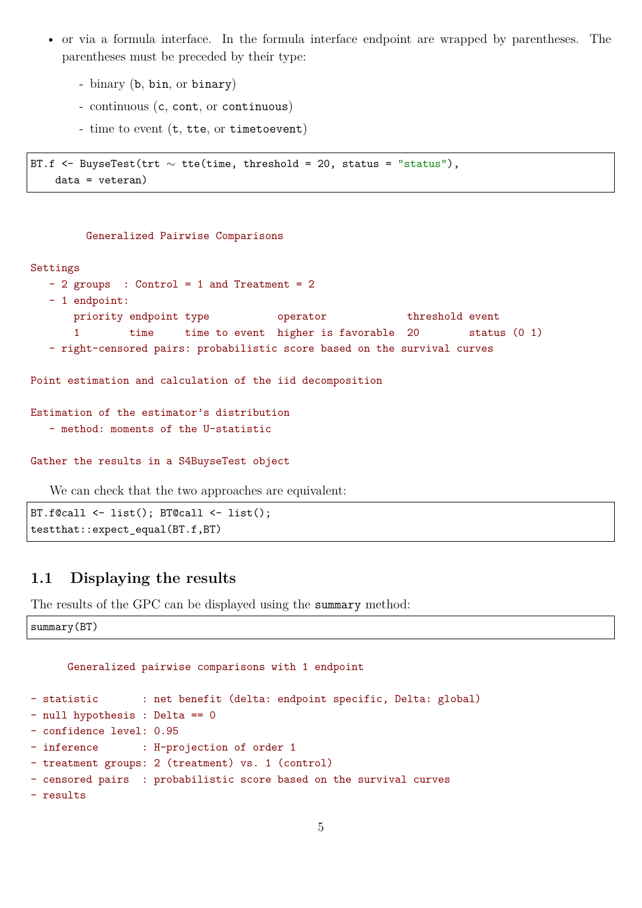- or via a formula interface. In the formula interface endpoint are wrapped by parentheses. The parentheses must be preceded by their type:
  - binary (`b`, `bin`, or `binary`)
  - continuous (`c`, `cont`, or `continuous`)
  - time to event (`t`, `tte`, or `timetoevent`)

```
BT.f <- BuyseTest(trt ~ tte(time, threshold = 20, status = "status"),
    data = veteran)
```

```
        Generalized Pairwise Comparisons

Settings
   - 2 groups  : Control = 1 and Treatment = 2
   - 1 endpoint:
       priority endpoint type          operator            threshold event
       1        time     time to event higher is favorable 20        status (0 1)
   - right-censored pairs: probabilistic score based on the survival curves

Point estimation and calculation of the iid decomposition

Estimation of the estimator's distribution
   - method: moments of the U-statistic

Gather the results in a S4BuyseTest object
```

We can check that the two approaches are equivalent:

```
BT.f@call <- list(); BT@call <- list();
testthat::expect_equal(BT.f,BT)
```

## 1.1 Displaying the results

The results of the GPC can be displayed using the `summary` method:

```
summary(BT)
```

```
      Generalized pairwise comparisons with 1 endpoint

- statistic       : net benefit (delta: endpoint specific, Delta: global)
- null hypothesis : Delta == 0
- confidence level: 0.95
- inference       : H-projection of order 1
- treatment groups: 2 (treatment) vs. 1 (control)
- censored pairs  : probabilistic score based on the survival curves
- results
```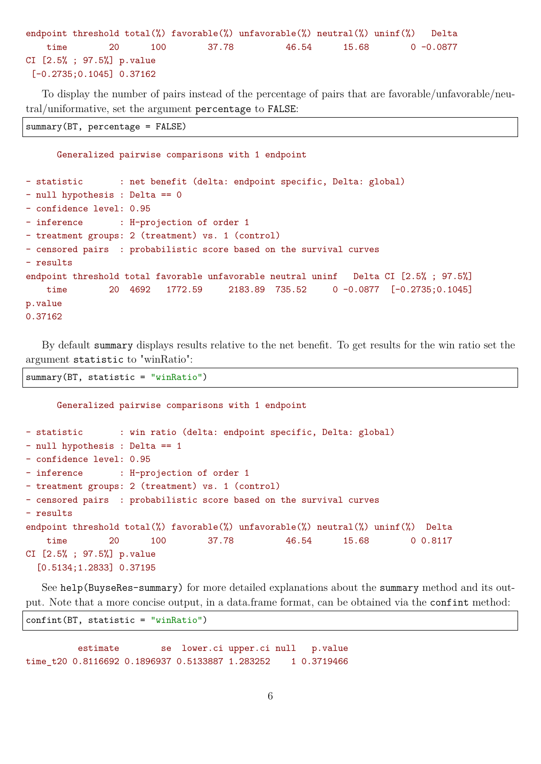```
endpoint threshold total(%) favorable(%) unfavorable(%) neutral(%) uninf(%)   Delta
    time        20      100        37.78          46.54      15.68        0 -0.0877
CI [2.5% ; 97.5%] p.value
 [-0.2735;0.1045] 0.37162
```

To display the number of pairs instead of the percentage of pairs that are favorable/unfavorable/neutral/uniformative, set the argument percentage to FALSE:

```
summary(BT, percentage = FALSE)
```

```
      Generalized pairwise comparisons with 1 endpoint

- statistic       : net benefit (delta: endpoint specific, Delta: global)
- null hypothesis : Delta == 0
- confidence level: 0.95
- inference       : H-projection of order 1
- treatment groups: 2 (treatment) vs. 1 (control)
- censored pairs  : probabilistic score based on the survival curves
- results
endpoint threshold total favorable unfavorable neutral uninf   Delta CI [2.5% ; 97.5%]
    time        20  4692   1772.59     2183.89  735.52     0 -0.0877  [-0.2735;0.1045]
p.value
0.37162
```

By default summary displays results relative to the net benefit. To get results for the win ratio set the argument statistic to "winRatio":

```
summary(BT, statistic = "winRatio")
```

```
      Generalized pairwise comparisons with 1 endpoint

- statistic       : win ratio (delta: endpoint specific, Delta: global)
- null hypothesis : Delta == 1
- confidence level: 0.95
- inference       : H-projection of order 1
- treatment groups: 2 (treatment) vs. 1 (control)
- censored pairs  : probabilistic score based on the survival curves
- results
endpoint threshold total(%) favorable(%) unfavorable(%) neutral(%) uninf(%)  Delta
    time        20      100        37.78          46.54      15.68        0 0.8117
CI [2.5% ; 97.5%] p.value
  [0.5134;1.2833] 0.37195
```

See help(BuyseRes-summary) for more detailed explanations about the summary method and its output. Note that a more concise output, in a data.frame format, can be obtained via the confint method:

```
confint(BT, statistic = "winRatio")
```

```
         estimate        se  lower.ci upper.ci null   p.value
time_t20 0.8116692 0.1896937 0.5133887 1.283252    1 0.3719466
```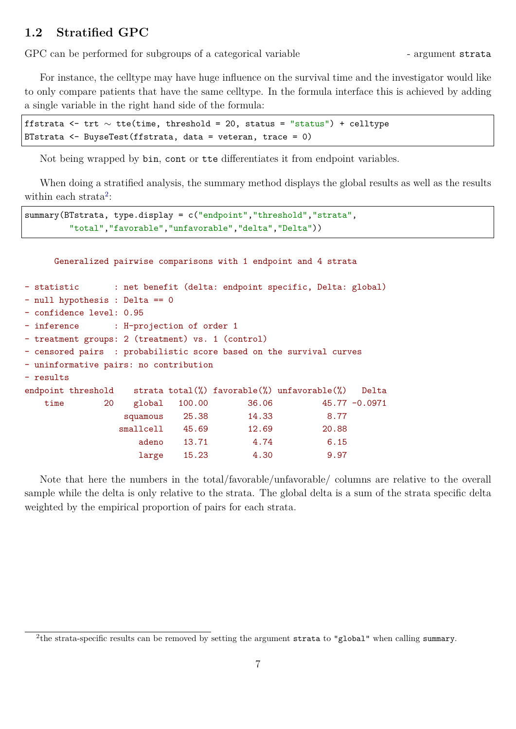## 1.2 Stratified GPC

GPC can be performed for subgroups of a categorical variable - argument `strata`

For instance, the celltype may have huge influence on the survival time and the investigator would like to only compare patients that have the same celltype. In the formula interface this is achieved by adding a single variable in the right hand side of the formula:

```
ffstrata <- trt ~ tte(time, threshold = 20, status = "status") + celltype
BTstrata <- BuyseTest(ffstrata, data = veteran, trace = 0)
```

Not being wrapped by `bin`, `cont` or `tte` differentiates it from endpoint variables.

When doing a stratified analysis, the summary method displays the global results as well as the results within each strata[2]:

```
summary(BTstrata, type.display = c("endpoint","threshold","strata",
        "total","favorable","unfavorable","delta","Delta"))
```

```
      Generalized pairwise comparisons with 1 endpoint and 4 strata

- statistic       : net benefit (delta: endpoint specific, Delta: global)
- null hypothesis : Delta == 0
- confidence level: 0.95
- inference       : H-projection of order 1
- treatment groups: 2 (treatment) vs. 1 (control)
- censored pairs  : probabilistic score based on the survival curves
- uninformative pairs: no contribution
- results
endpoint threshold    strata total(%) favorable(%) unfavorable(%)   Delta
    time        20    global   100.00        36.06          45.77 -0.0971
                    squamous    25.38        14.33           8.77
                   smallcell    45.69        12.69          20.88
                       adeno    13.71         4.74           6.15
                       large    15.23         4.30           9.97
```

Note that here the numbers in the total/favorable/unfavorable/ columns are relative to the overall sample while the delta is only relative to the strata. The global delta is a sum of the strata specific delta weighted by the empirical proportion of pairs for each strata.

[2] the strata-specific results can be removed by setting the argument `strata` to `"global"` when calling `summary`.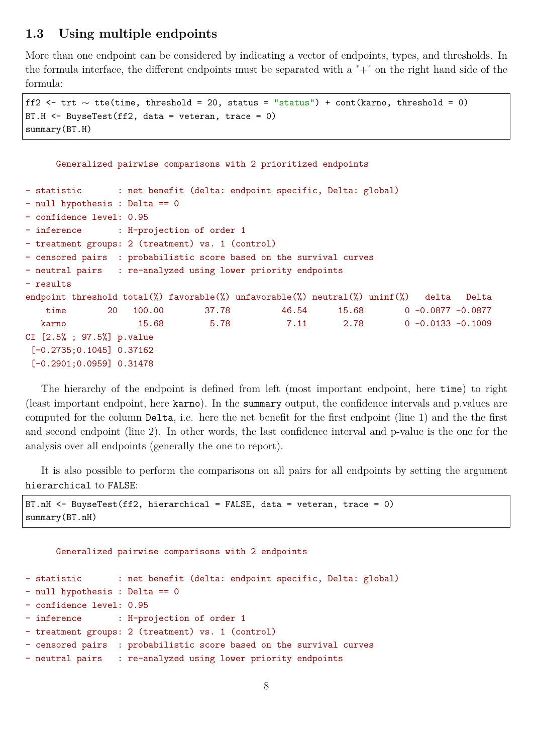### 1.3 Using multiple endpoints

More than one endpoint can be considered by indicating a vector of endpoints, types, and thresholds. In the formula interface, the different endpoints must be separated with a "+" on the right hand side of the formula:

```
ff2 <- trt ~ tte(time, threshold = 20, status = "status") + cont(karno, threshold = 0)
BT.H <- BuyseTest(ff2, data = veteran, trace = 0)
summary(BT.H)
```

```
      Generalized pairwise comparisons with 2 prioritized endpoints

- statistic       : net benefit (delta: endpoint specific, Delta: global)
- null hypothesis : Delta == 0
- confidence level: 0.95
- inference       : H-projection of order 1
- treatment groups: 2 (treatment) vs. 1 (control)
- censored pairs  : probabilistic score based on the survival curves
- neutral pairs   : re-analyzed using lower priority endpoints
- results
endpoint threshold total(%) favorable(%) unfavorable(%) neutral(%) uninf(%)   delta   Delta
    time        20   100.00        37.78          46.54      15.68        0 -0.0877 -0.0877
   karno              15.68         5.78           7.11       2.78        0 -0.0133 -0.1009
CI [2.5% ; 97.5%] p.value
 [-0.2735;0.1045] 0.37162
 [-0.2901;0.0959] 0.31478
```

The hierarchy of the endpoint is defined from left (most important endpoint, here `time`) to right (least important endpoint, here `karno`). In the `summary` output, the confidence intervals and p.values are computed for the column `Delta`, i.e. here the net benefit for the first endpoint (line 1) and the the first and second endpoint (line 2). In other words, the last confidence interval and p-value is the one for the analysis over all endpoints (generally the one to report).

It is also possible to perform the comparisons on all pairs for all endpoints by setting the argument `hierarchical` to `FALSE`:

```
BT.nH <- BuyseTest(ff2, hierarchical = FALSE, data = veteran, trace = 0)
summary(BT.nH)
```

```
      Generalized pairwise comparisons with 2 endpoints

- statistic       : net benefit (delta: endpoint specific, Delta: global)
- null hypothesis : Delta == 0
- confidence level: 0.95
- inference       : H-projection of order 1
- treatment groups: 2 (treatment) vs. 1 (control)
- censored pairs  : probabilistic score based on the survival curves
- neutral pairs   : re-analyzed using lower priority endpoints
```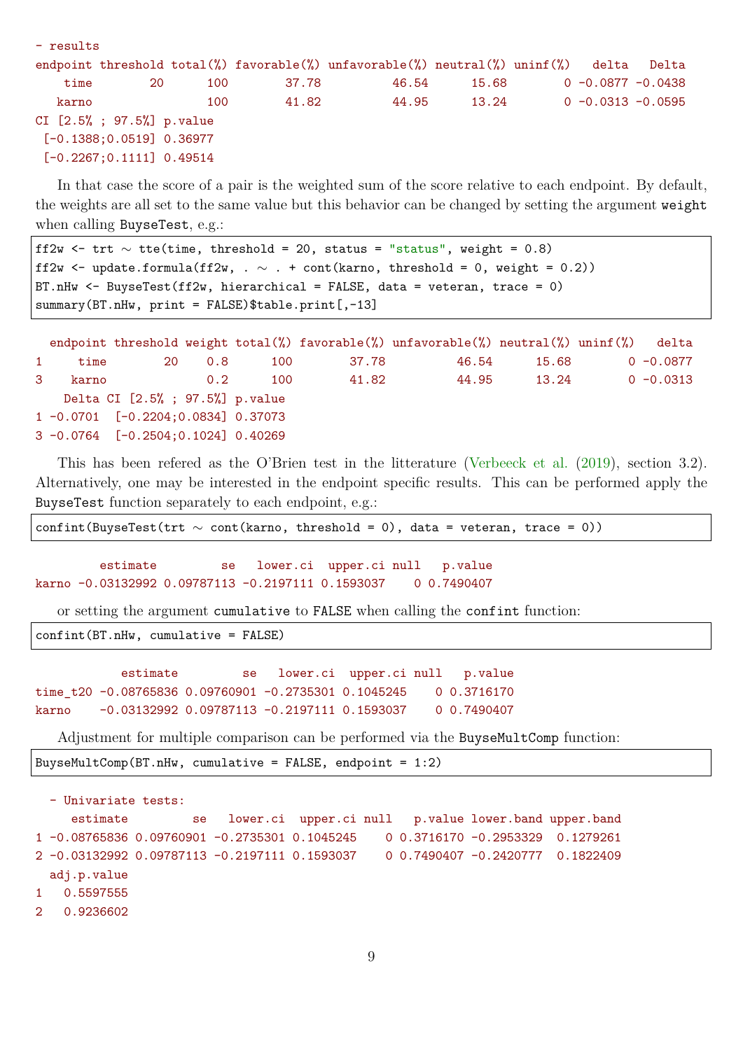```
- results
endpoint threshold total(%) favorable(%) unfavorable(%) neutral(%) uninf(%)   delta   Delta
    time        20      100        37.78          46.54      15.68        0 -0.0877 -0.0438
   karno                100        41.82          44.95      13.24        0 -0.0313 -0.0595
CI [2.5% ; 97.5%] p.value
 [-0.1388;0.0519] 0.36977
 [-0.2267;0.1111] 0.49514
```

In that case the score of a pair is the weighted sum of the score relative to each endpoint. By default, the weights are all set to the same value but this behavior can be changed by setting the argument `weight` when calling `BuyseTest`, e.g.:

```
ff2w <- trt ~ tte(time, threshold = 20, status = "status", weight = 0.8)
ff2w <- update.formula(ff2w, . ~ . + cont(karno, threshold = 0, weight = 0.2))
BT.nHw <- BuyseTest(ff2w, hierarchical = FALSE, data = veteran, trace = 0)
summary(BT.nHw, print = FALSE)$table.print[,-13]
```

```
  endpoint threshold weight total(%) favorable(%) unfavorable(%) neutral(%) uninf(%)   delta
1     time        20    0.8      100        37.78          46.54      15.68        0 -0.0877
3    karno              0.2      100        41.82          44.95      13.24        0 -0.0313
    Delta CI [2.5% ; 97.5%] p.value
1 -0.0701  [-0.2204;0.0834] 0.37073
3 -0.0764  [-0.2504;0.1024] 0.40269
```

This has been refered as the O'Brien test in the litterature (Verbeeck et al. (2019), section 3.2). Alternatively, one may be interested in the endpoint specific results. This can be performed apply the `BuyseTest` function separately to each endpoint, e.g.:

```
confint(BuyseTest(trt ~ cont(karno, threshold = 0), data = veteran, trace = 0))
```

```
         estimate         se   lower.ci  upper.ci null   p.value
karno -0.03132992 0.09787113 -0.2197111 0.1593037    0 0.7490407
```

or setting the argument `cumulative` to `FALSE` when calling the `confint` function:

```
confint(BT.nHw, cumulative = FALSE)
```

```
            estimate         se   lower.ci  upper.ci null   p.value
time_t20 -0.08765836 0.09760901 -0.2735301 0.1045245    0 0.3716170
karno    -0.03132992 0.09787113 -0.2197111 0.1593037    0 0.7490407
```

Adjustment for multiple comparison can be performed via the `BuyseMultComp` function:

```
BuyseMultComp(BT.nHw, cumulative = FALSE, endpoint = 1:2)
```

```
  - Univariate tests:
     estimate         se   lower.ci  upper.ci null   p.value lower.band upper.band
1 -0.08765836 0.09760901 -0.2735301 0.1045245    0 0.3716170 -0.2953329  0.1279261
2 -0.03132992 0.09787113 -0.2197111 0.1593037    0 0.7490407 -0.2420777  0.1822409
  adj.p.value
1   0.5597555
2   0.9236602
```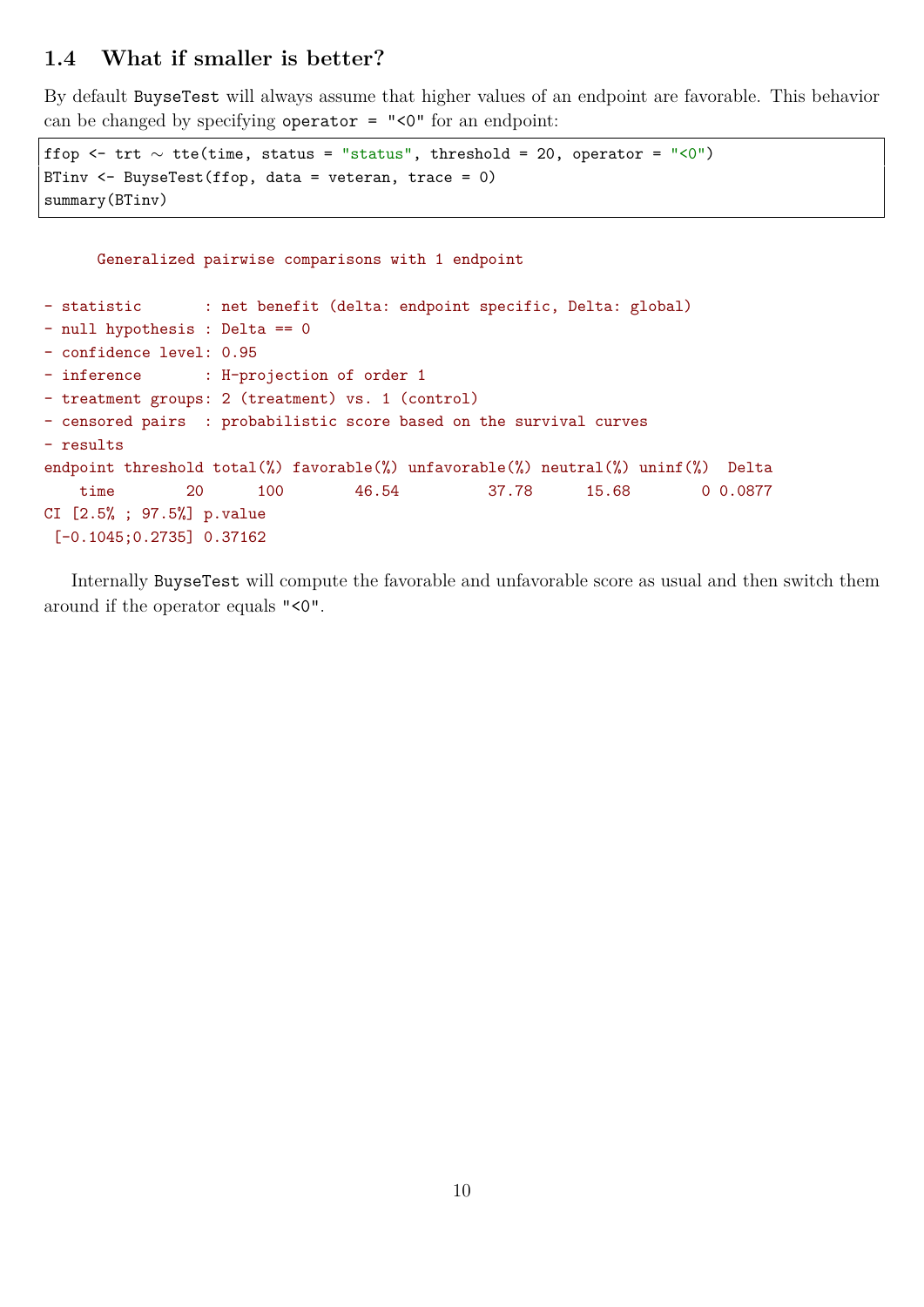## 1.4 What if smaller is better?

By default `BuyseTest` will always assume that higher values of an endpoint are favorable. This behavior can be changed by specifying `operator = "<0"` for an endpoint:

```
ffop <- trt ~ tte(time, status = "status", threshold = 20, operator = "<0")
BTinv <- BuyseTest(ffop, data = veteran, trace = 0)
summary(BTinv)
```

```
      Generalized pairwise comparisons with 1 endpoint

- statistic       : net benefit (delta: endpoint specific, Delta: global)
- null hypothesis : Delta == 0
- confidence level: 0.95
- inference       : H-projection of order 1
- treatment groups: 2 (treatment) vs. 1 (control)
- censored pairs  : probabilistic score based on the survival curves
- results
endpoint threshold total(%) favorable(%) unfavorable(%) neutral(%) uninf(%)  Delta
    time        20      100        46.54          37.78      15.68        0 0.0877
CI [2.5% ; 97.5%] p.value
 [-0.1045;0.2735] 0.37162
```

Internally `BuyseTest` will compute the favorable and unfavorable score as usual and then switch them around if the operator equals `"<0"`.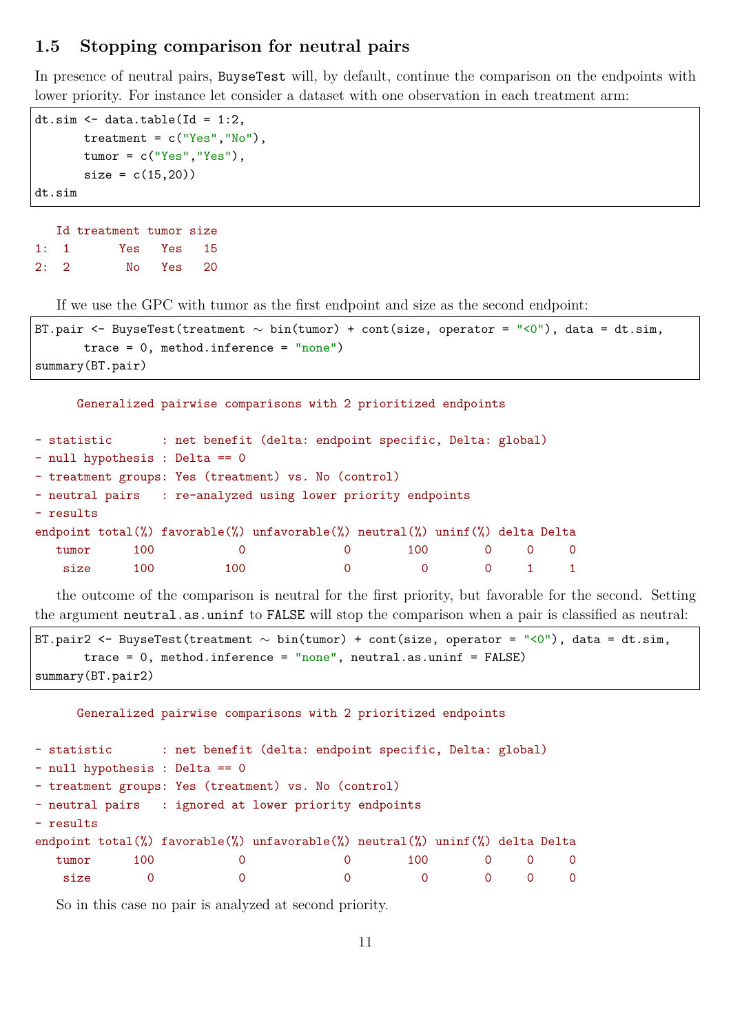## 1.5 Stopping comparison for neutral pairs

In presence of neutral pairs, BuyseTest will, by default, continue the comparison on the endpoints with lower priority. For instance let consider a dataset with one observation in each treatment arm:

```
dt.sim <- data.table(Id = 1:2,
       treatment = c("Yes","No"),
       tumor = c("Yes","Yes"),
       size = c(15,20))
dt.sim
```

```
   Id treatment tumor size
1:  1       Yes   Yes   15
2:  2        No   Yes   20
```

If we use the GPC with tumor as the first endpoint and size as the second endpoint:

```
BT.pair <- BuyseTest(treatment ~ bin(tumor) + cont(size, operator = "<0"), data = dt.sim,
       trace = 0, method.inference = "none")
summary(BT.pair)
```

```
      Generalized pairwise comparisons with 2 prioritized endpoints

- statistic       : net benefit (delta: endpoint specific, Delta: global)
- null hypothesis : Delta == 0
- treatment groups: Yes (treatment) vs. No (control)
- neutral pairs   : re-analyzed using lower priority endpoints
- results
endpoint total(%) favorable(%) unfavorable(%) neutral(%) uninf(%) delta Delta
   tumor      100            0              0        100        0     0     0
    size      100          100              0          0        0     1     1
```

the outcome of the comparison is neutral for the first priority, but favorable for the second. Setting the argument neutral.as.uninf to FALSE will stop the comparison when a pair is classified as neutral:

```
BT.pair2 <- BuyseTest(treatment ~ bin(tumor) + cont(size, operator = "<0"), data = dt.sim,
       trace = 0, method.inference = "none", neutral.as.uninf = FALSE)
summary(BT.pair2)
```

```
      Generalized pairwise comparisons with 2 prioritized endpoints

- statistic       : net benefit (delta: endpoint specific, Delta: global)
- null hypothesis : Delta == 0
- treatment groups: Yes (treatment) vs. No (control)
- neutral pairs   : ignored at lower priority endpoints
- results
endpoint total(%) favorable(%) unfavorable(%) neutral(%) uninf(%) delta Delta
   tumor      100            0              0        100        0     0     0
    size        0            0              0          0        0     0     0
```

So in this case no pair is analyzed at second priority.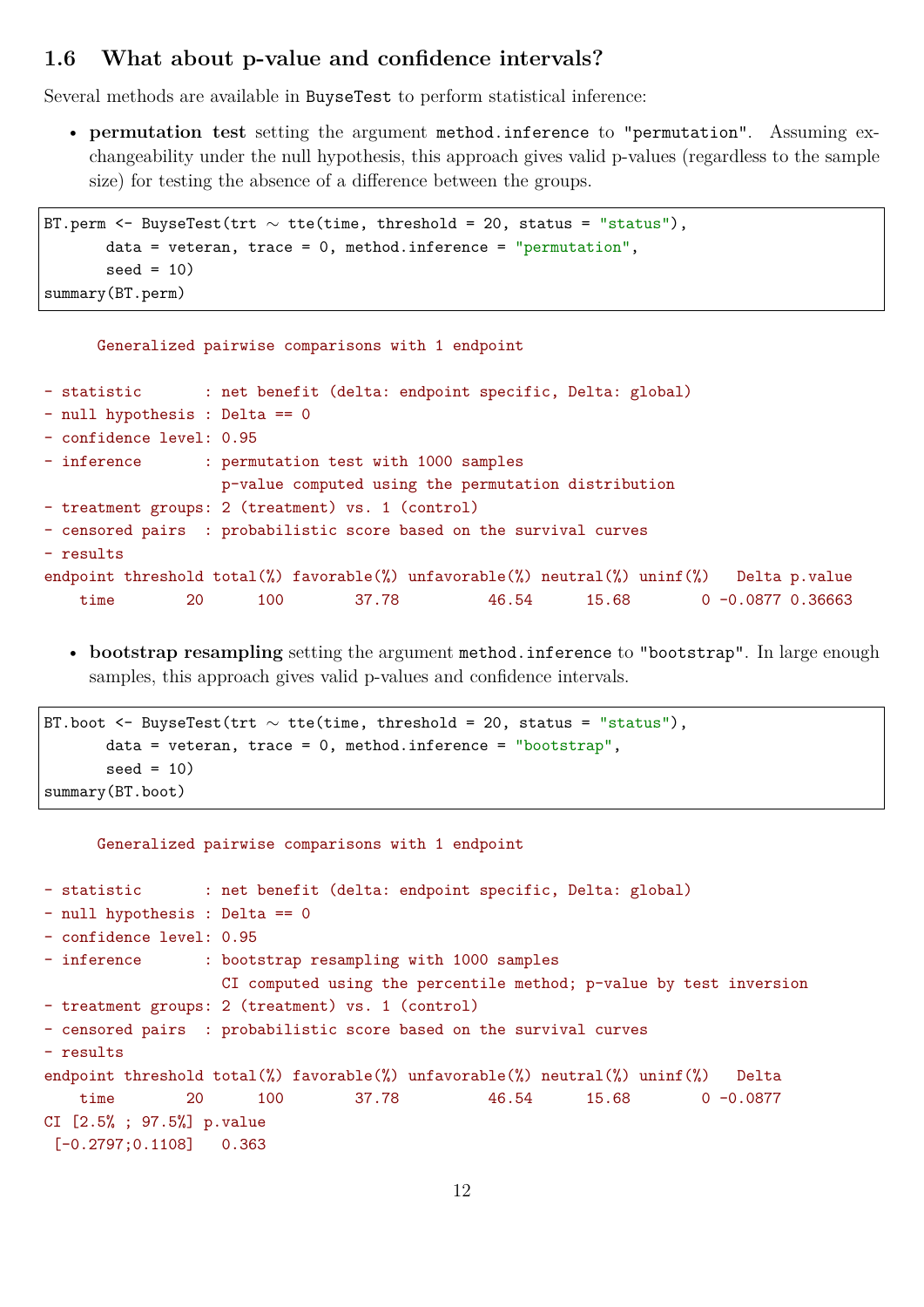## 1.6 What about p-value and confidence intervals?

Several methods are available in `BuyseTest` to perform statistical inference:

- **permutation test** setting the argument `method.inference` to `"permutation"`. Assuming exchangeability under the null hypothesis, this approach gives valid p-values (regardless to the sample size) for testing the absence of a difference between the groups.

```
BT.perm <- BuyseTest(trt ~ tte(time, threshold = 20, status = "status"),
       data = veteran, trace = 0, method.inference = "permutation",
       seed = 10)
summary(BT.perm)
```

```
      Generalized pairwise comparisons with 1 endpoint

- statistic       : net benefit (delta: endpoint specific, Delta: global)
- null hypothesis : Delta == 0
- confidence level: 0.95
- inference       : permutation test with 1000 samples
                    p-value computed using the permutation distribution
- treatment groups: 2 (treatment) vs. 1 (control)
- censored pairs  : probabilistic score based on the survival curves
- results
endpoint threshold total(%) favorable(%) unfavorable(%) neutral(%) uinf(%)   Delta p.value
    time        20      100        37.78          46.54      15.68        0 -0.0877 0.36663
```

- **bootstrap resampling** setting the argument `method.inference` to `"bootstrap"`. In large enough samples, this approach gives valid p-values and confidence intervals.

```
BT.boot <- BuyseTest(trt ~ tte(time, threshold = 20, status = "status"),
       data = veteran, trace = 0, method.inference = "bootstrap",
       seed = 10)
summary(BT.boot)
```

```
      Generalized pairwise comparisons with 1 endpoint

- statistic       : net benefit (delta: endpoint specific, Delta: global)
- null hypothesis : Delta == 0
- confidence level: 0.95
- inference       : bootstrap resampling with 1000 samples
                    CI computed using the percentile method; p-value by test inversion
- treatment groups: 2 (treatment) vs. 1 (control)
- censored pairs  : probabilistic score based on the survival curves
- results
endpoint threshold total(%) favorable(%) unfavorable(%) neutral(%) uinf(%)   Delta
    time        20      100        37.78          46.54      15.68        0 -0.0877
CI [2.5% ; 97.5%] p.value
 [-0.2797;0.1108]   0.363
```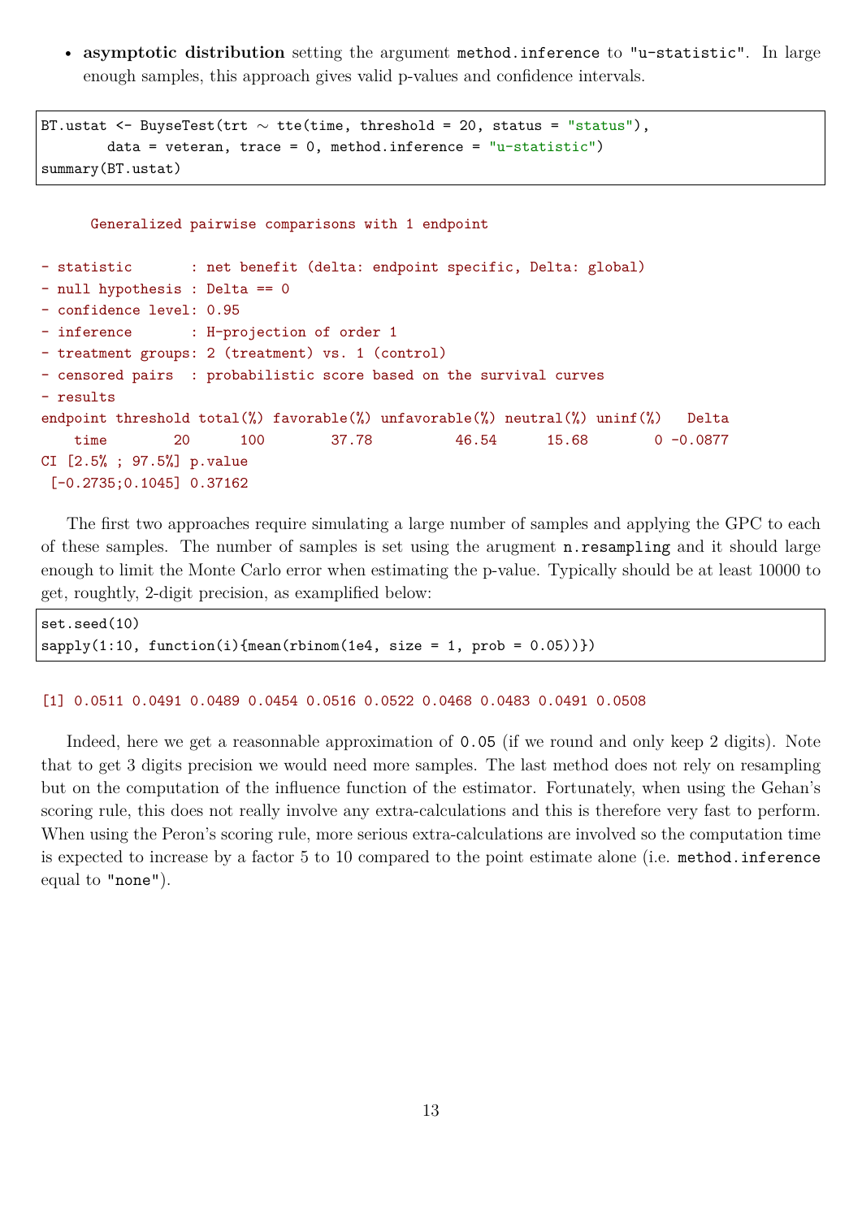- **asymptotic distribution** setting the argument `method.inference` to `"u-statistic"`. In large enough samples, this approach gives valid p-values and confidence intervals.

```
BT.ustat <- BuyseTest(trt ~ tte(time, threshold = 20, status = "status"),
        data = veteran, trace = 0, method.inference = "u-statistic")
summary(BT.ustat)
```

```
      Generalized pairwise comparisons with 1 endpoint

- statistic       : net benefit (delta: endpoint specific, Delta: global)
- null hypothesis : Delta == 0
- confidence level: 0.95
- inference       : H-projection of order 1
- treatment groups: 2 (treatment) vs. 1 (control)
- censored pairs  : probabilistic score based on the survival curves
- results
endpoint threshold total(%) favorable(%) unfavorable(%) neutral(%) uninf(%)   Delta
    time        20      100        37.78          46.54      15.68        0 -0.0877
CI [2.5% ; 97.5%] p.value
 [-0.2735;0.1045] 0.37162
```

The first two approaches require simulating a large number of samples and applying the GPC to each of these samples. The number of samples is set using the arugment `n.resampling` and it should large enough to limit the Monte Carlo error when estimating the p-value. Typically should be at least 10000 to get, roughtly, 2-digit precision, as examplified below:

```
set.seed(10)
sapply(1:10, function(i){mean(rbinom(1e4, size = 1, prob = 0.05))})
```

```
[1] 0.0511 0.0491 0.0489 0.0454 0.0516 0.0522 0.0468 0.0483 0.0491 0.0508
```

Indeed, here we get a reasonnable approximation of `0.05` (if we round and only keep 2 digits). Note that to get 3 digits precision we would need more samples. The last method does not rely on resampling but on the computation of the influence function of the estimator. Fortunately, when using the Gehan's scoring rule, this does not really involve any extra-calculations and this is therefore very fast to perform. When using the Peron's scoring rule, more serious extra-calculations are involved so the computation time is expected to increase by a factor 5 to 10 compared to the point estimate alone (i.e. `method.inference` equal to `"none"`).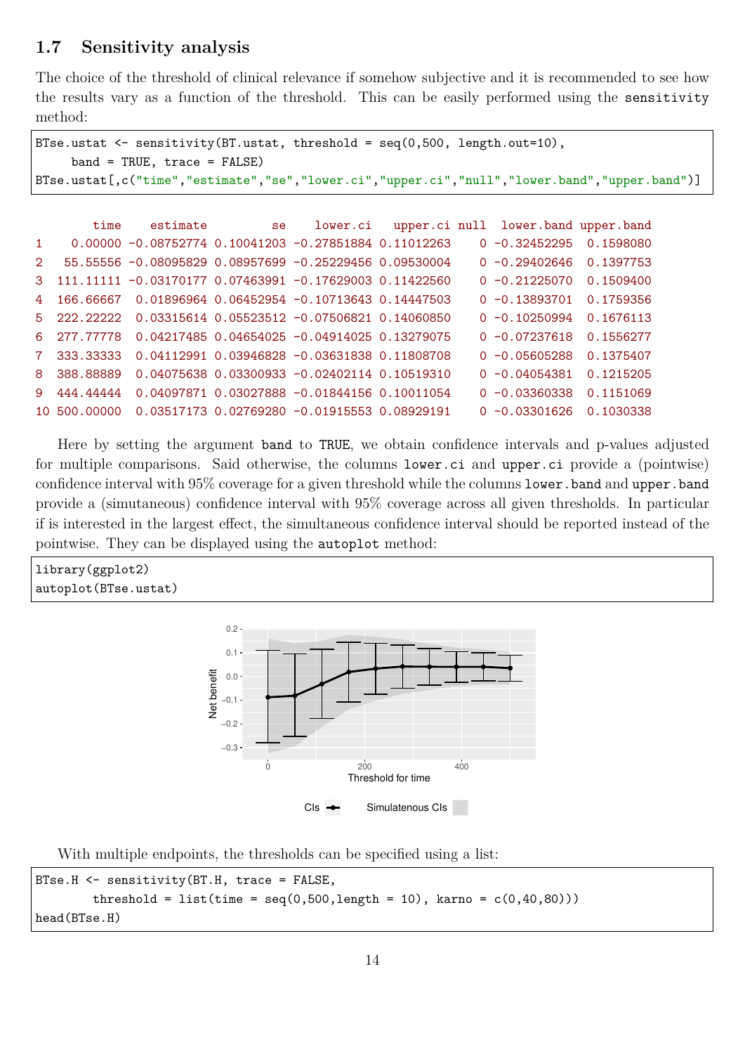## 1.7 Sensitivity analysis

The choice of the threshold of clinical relevance if somehow subjective and it is recommended to see how the results vary as a function of the threshold. This can be easily performed using the `sensitivity` method:

```
BTse.ustat <- sensitivity(BT.ustat, threshold = seq(0,500, length.out=10),
     band = TRUE, trace = FALSE)
BTse.ustat[,c("time","estimate","se","lower.ci","upper.ci","null","lower.band","upper.band")]
```

```
        time    estimate         se    lower.ci   upper.ci null  lower.band upper.band
1    0.00000 -0.08752774 0.10041203 -0.27851884 0.11012263    0 -0.32452295  0.1598080
2   55.55556 -0.08095829 0.08957699 -0.25229456 0.09530004    0 -0.29402646  0.1397753
3  111.11111 -0.03170177 0.07463991 -0.17629003 0.11422560    0 -0.21225070  0.1509400
4  166.66667  0.01896964 0.06452954 -0.10713643 0.14447503    0 -0.13893701  0.1759356
5  222.22222  0.03315614 0.05523512 -0.07506821 0.14060850    0 -0.10250994  0.1676113
6  277.77778  0.04217485 0.04654025 -0.04914025 0.13279075    0 -0.07237618  0.1556277
7  333.33333  0.04112991 0.03946828 -0.03631838 0.11808708    0 -0.05605288  0.1375407
8  388.88889  0.04075638 0.03300933 -0.02402114 0.10519310    0 -0.04054381  0.1215205
9  444.44444  0.04097871 0.03027888 -0.01844156 0.10011054    0 -0.03360338  0.1151069
10 500.00000  0.03517173 0.02769280 -0.01915553 0.08929191    0 -0.03301626  0.1030338
```

Here by setting the argument `band` to `TRUE`, we obtain confidence intervals and p-values adjusted for multiple comparisons. Said otherwise, the columns `lower.ci` and `upper.ci` provide a (pointwise) confidence interval with 95% coverage for a given threshold while the columns `lower.band` and `upper.band` provide a (simutaneous) confidence interval with 95% coverage across all given thresholds. In particular if is interested in the largest effect, the simultaneous confidence interval should be reported instead of the pointwise. They can be displayed using the `autoplot` method:

```
library(ggplot2)
autoplot(BTse.ustat)
```

With multiple endpoints, the thresholds can be specified using a list:

```
BTse.H <- sensitivity(BT.H, trace = FALSE,
        threshold = list(time = seq(0,500,length = 10), karno = c(0,40,80)))
head(BTse.H)
```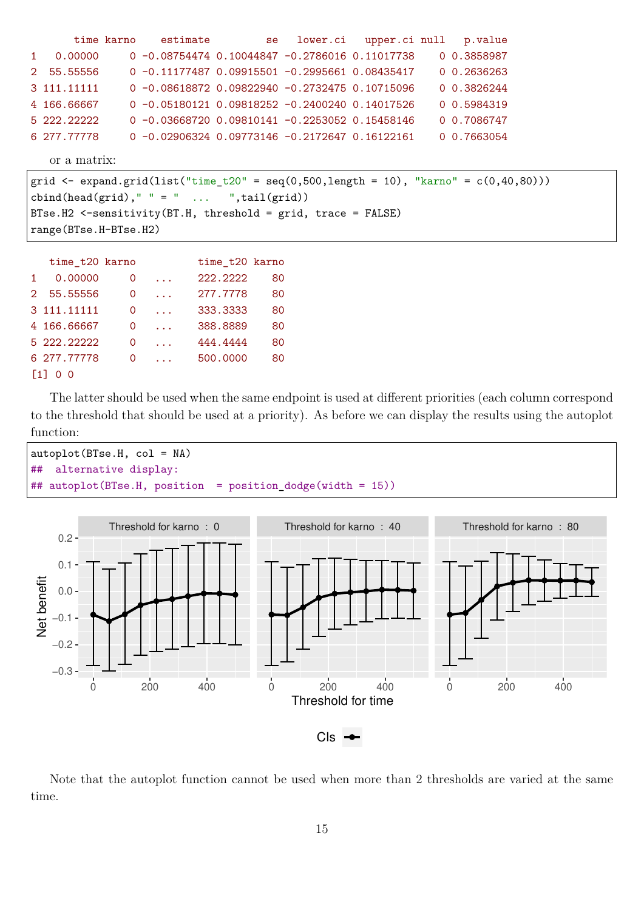```
       time karno    estimate         se   lower.ci   upper.ci null   p.value
1   0.00000     0 -0.08754474 0.10044847 -0.2786016 0.11017738    0 0.3858987
2  55.55556     0 -0.11177487 0.09915501 -0.2995661 0.08435417    0 0.2636263
3 111.11111     0 -0.08618872 0.09822940 -0.2732475 0.10715096    0 0.3826244
4 166.66667     0 -0.05180121 0.09818252 -0.2400240 0.14017526    0 0.5984319
5 222.22222     0 -0.03668720 0.09810141 -0.2253052 0.15458146    0 0.7086747
6 277.77778     0 -0.02906324 0.09773146 -0.2172647 0.16122161    0 0.7663054
```

or a matrix:

```
grid <- expand.grid(list("time_t20" = seq(0,500,length = 10), "karno" = c(0,40,80)))
cbind(head(grid)," " = "  ...   ",tail(grid))
BTse.H2 <-sensitivity(BT.H, threshold = grid, trace = FALSE)
range(BTse.H-BTse.H2)
```

```
   time_t20 karno          time_t20 karno
1   0.00000     0   ...    222.2222    80
2  55.55556     0   ...    277.7778    80
3 111.11111     0   ...    333.3333    80
4 166.66667     0   ...    388.8889    80
5 222.22222     0   ...    444.4444    80
6 277.77778     0   ...    500.0000    80
[1] 0 0
```

The latter should be used when the same endpoint is used at different priorities (each column correspond to the threshold that should be used at a priority). As before we can display the results using the autoplot function:

```
autoplot(BTse.H, col = NA)
##  alternative display:
## autoplot(BTse.H, position  = position_dodge(width = 15))
```

Note that the autoplot function cannot be used when more than 2 thresholds are varied at the same time.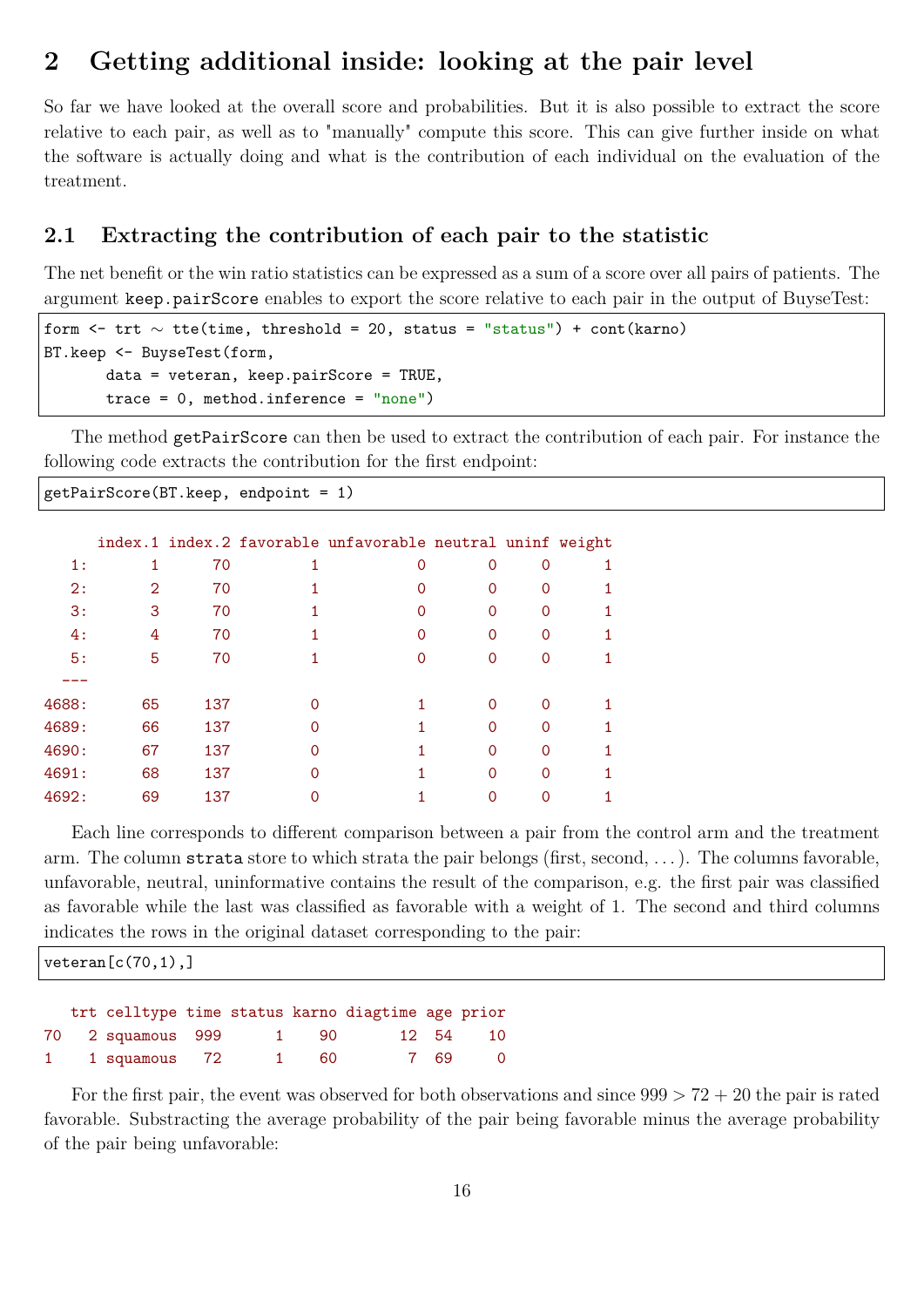## 2 Getting additional inside: looking at the pair level

So far we have looked at the overall score and probabilities. But it is also possible to extract the score relative to each pair, as well as to "manually" compute this score. This can give further inside on what the software is actually doing and what is the contribution of each individual on the evaluation of the treatment.

### 2.1 Extracting the contribution of each pair to the statistic

The net benefit or the win ratio statistics can be expressed as a sum of a score over all pairs of patients. The argument `keep.pairScore` enables to export the score relative to each pair in the output of BuyseTest:

```
form <- trt ~ tte(time, threshold = 20, status = "status") + cont(karno)
BT.keep <- BuyseTest(form,
       data = veteran, keep.pairScore = TRUE,
       trace = 0, method.inference = "none")
```

The method `getPairScore` can then be used to extract the contribution of each pair. For instance the following code extracts the contribution for the first endpoint:

```
getPairScore(BT.keep, endpoint = 1)
```

```
      index.1 index.2 favorable unfavorable neutral uninf weight
   1:       1      70         1           0       0     0      1
   2:       2      70         1           0       0     0      1
   3:       3      70         1           0       0     0      1
   4:       4      70         1           0       0     0      1
   5:       5      70         1           0       0     0      1
  ---
4688:      65     137         0           1       0     0      1
4689:      66     137         0           1       0     0      1
4690:      67     137         0           1       0     0      1
4691:      68     137         0           1       0     0      1
4692:      69     137         0           1       0     0      1
```

Each line corresponds to different comparison between a pair from the control arm and the treatment arm. The column `strata` store to which strata the pair belongs (first, second, ...). The columns favorable, unfavorable, neutral, uninformative contains the result of the comparison, e.g. the first pair was classified as favorable while the last was classified as favorable with a weight of 1. The second and third columns indicates the rows in the original dataset corresponding to the pair:

```
veteran[c(70,1),]
```

```
   trt celltype time status karno diagtime age prior
70   2 squamous  999      1    90       12  54    10
1    1 squamous   72      1    60        7  69     0
```

For the first pair, the event was observed for both observations and since $999 > 72 + 20$ the pair is rated favorable. Substracting the average probability of the pair being favorable minus the average probability of the pair being unfavorable: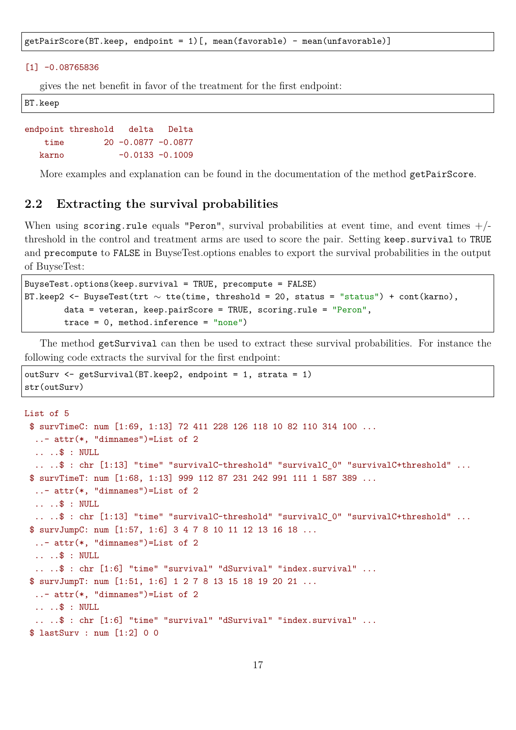```
getPairScore(BT.keep, endpoint = 1)[, mean(favorable) - mean(unfavorable)]
```

```
[1] -0.08765836
```

gives the net benefit in favor of the treatment for the first endpoint:

```
BT.keep
```

```
endpoint threshold   delta   Delta
    time        20 -0.0877 -0.0877
   karno           -0.0133 -0.1009
```

More examples and explanation can be found in the documentation of the method `getPairScore`.

## 2.2 Extracting the survival probabilities

When using `scoring.rule` equals `"Peron"`, survival probabilities at event time, and event times +/- threshold in the control and treatment arms are used to score the pair. Setting `keep.survival` to `TRUE` and `precompute` to `FALSE` in BuyseTest.options enables to export the survival probabilities in the output of BuyseTest:

```
BuyseTest.options(keep.survival = TRUE, precompute = FALSE)
BT.keep2 <- BuyseTest(trt ~ tte(time, threshold = 20, status = "status") + cont(karno),
        data = veteran, keep.pairScore = TRUE, scoring.rule = "Peron",
        trace = 0, method.inference = "none")
```

The method `getSurvival` can then be used to extract these survival probabilities. For instance the following code extracts the survival for the first endpoint:

```
outSurv <- getSurvival(BT.keep2, endpoint = 1, strata = 1)
str(outSurv)
```

```
List of 5
 $ survTimeC: num [1:69, 1:13] 72 411 228 126 118 10 82 110 314 100 ...
  ..- attr(*, "dimnames")=List of 2
  .. ..$ : NULL
  .. ..$ : chr [1:13] "time" "survivalC-threshold" "survivalC_0" "survivalC+threshold" ...
 $ survTimeT: num [1:68, 1:13] 999 112 87 231 242 991 111 1 587 389 ...
  ..- attr(*, "dimnames")=List of 2
  .. ..$ : NULL
  .. ..$ : chr [1:13] "time" "survivalC-threshold" "survivalC_0" "survivalC+threshold" ...
 $ survJumpC: num [1:57, 1:6] 3 4 7 8 10 11 12 13 16 18 ...
  ..- attr(*, "dimnames")=List of 2
  .. ..$ : NULL
  .. ..$ : chr [1:6] "time" "survival" "dSurvival" "index.survival" ...
 $ survJumpT: num [1:51, 1:6] 1 2 7 8 13 15 18 19 20 21 ...
  ..- attr(*, "dimnames")=List of 2
  .. ..$ : NULL
  .. ..$ : chr [1:6] "time" "survival" "dSurvival" "index.survival" ...
 $ lastSurv : num [1:2] 0 0
```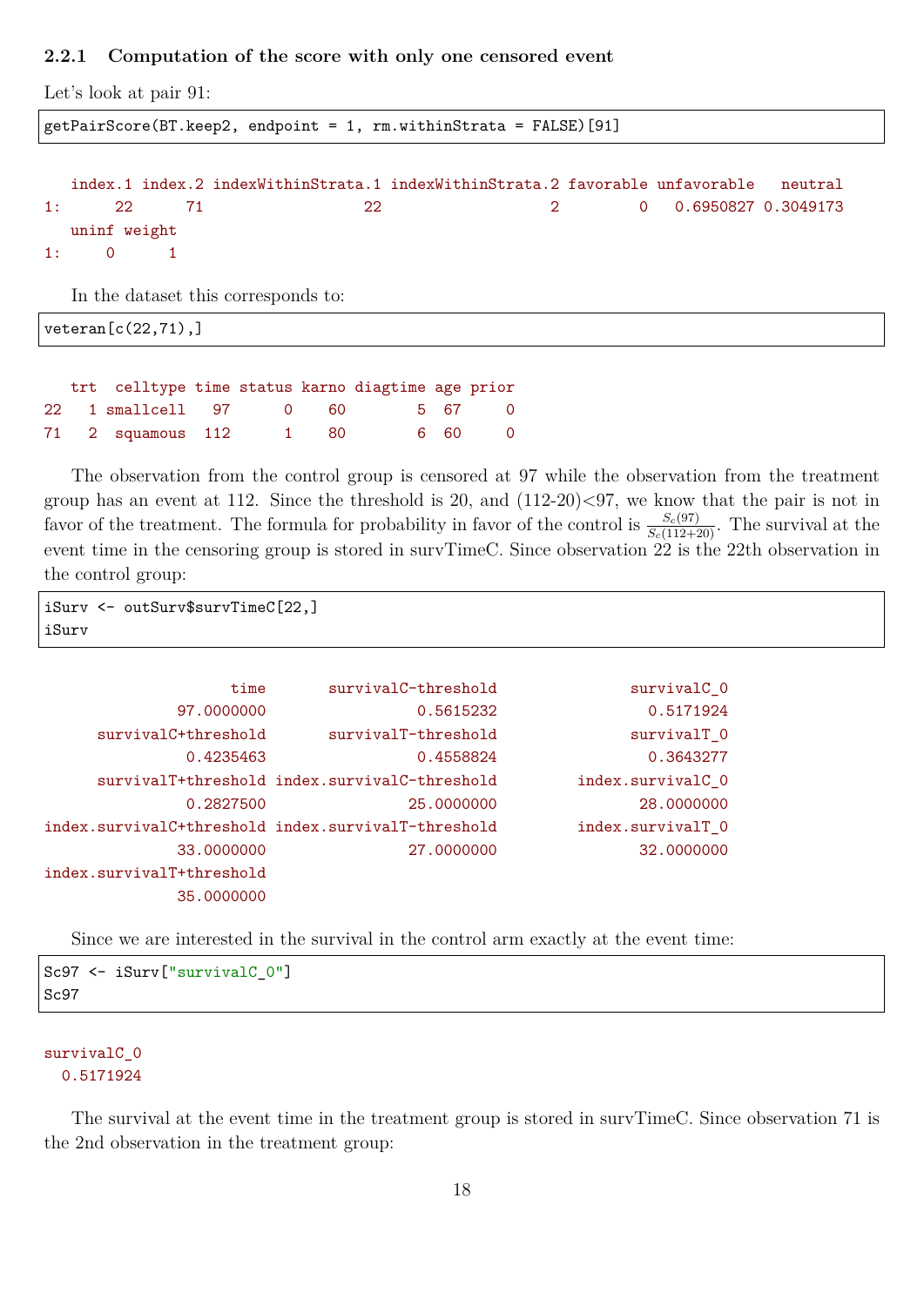### 2.2.1 Computation of the score with only one censored event

Let's look at pair 91:

```
getPairScore(BT.keep2, endpoint = 1, rm.withinStrata = FALSE)[91]
```

```
   index.1 index.2 indexWithinStrata.1 indexWithinStrata.2 favorable unfavorable   neutral
1:      22      71                  22                   2         0   0.6950827 0.3049173
   uninf weight
1:     0      1
```

In the dataset this corresponds to:

```
veteran[c(22,71),]
```

```
   trt  celltype time status karno diagtime age prior
22   1 smallcell   97      0    60        5  67     0
71   2  squamous  112      1    80        6  60     0
```

The observation from the control group is censored at 97 while the observation from the treatment group has an event at 112. Since the threshold is 20, and (112-20)<97, we know that the pair is not in favor of the treatment. The formula for probability in favor of the control is $\frac{S_c(97)}{S_c(112+20)}$. The survival at the event time in the censoring group is stored in survTimeC. Since observation 22 is the 22th observation in the control group:

```
iSurv <- outSurv$survTimeC[22,]
iSurv
```

```
                    time       survivalC-threshold               survivalC_0
              97.0000000                 0.5615232                 0.5171924
      survivalC+threshold       survivalT-threshold               survivalT_0
               0.4235463                 0.4558824                 0.3643277
      survivalT+threshold index.survivalC-threshold         index.survivalC_0
               0.2827500                25.0000000                28.0000000
index.survivalC+threshold index.survivalT-threshold         index.survivalT_0
              33.0000000                27.0000000                32.0000000
index.survivalT+threshold
              35.0000000
```

Since we are interested in the survival in the control arm exactly at the event time:

```
Sc97 <- iSurv["survivalC_0"]
Sc97
```

```
survivalC_0
  0.5171924
```

The survival at the event time in the treatment group is stored in survTimeC. Since observation 71 is the 2nd observation in the treatment group: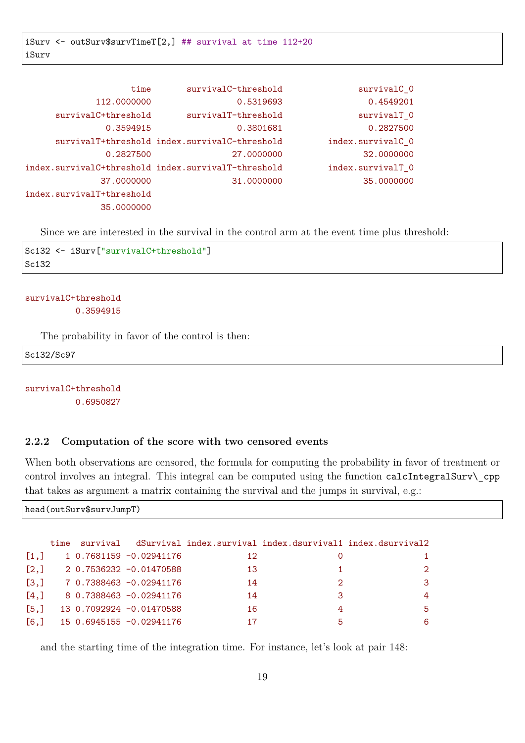```r
iSurv <- outSurv$survTimeT[2,] ## survival at time 112+20
iSurv
```

```
                   time       survivalC-threshold                survivalC_0 
            112.0000000                 0.5319693                  0.4549201 
     survivalC+threshold       survivalT-threshold                survivalT_0 
              0.3594915                 0.3801681                  0.2827500 
     survivalT+threshold index.survivalC-threshold          index.survivalC_0 
              0.2827500                27.0000000                 32.0000000 
index.survivalC+threshold index.survivalT-threshold          index.survivalT_0 
             37.0000000                31.0000000                 35.0000000 
index.survivalT+threshold 
             35.0000000 
```

Since we are interested in the survival in the control arm at the event time plus threshold:

```r
Sc132 <- iSurv["survivalC+threshold"]
Sc132
```

```
survivalC+threshold 
          0.3594915 
```

The probability in favor of the control is then:

```r
Sc132/Sc97
```

```
survivalC+threshold 
          0.6950827 
```

### 2.2.2 Computation of the score with two censored events

When both observations are censored, the formula for computing the probability in favor of treatment or control involves an integral. This integral can be computed using the function `calcIntegralSurv\_cpp` that takes as argument a matrix containing the survival and the jumps in survival, e.g.:

```r
head(outSurv$survJumpT)
```

```
     time  survival   dSurvival index.survival index.dsurvival1 index.dsurvival2
[1,]    1 0.7681159 -0.02941176             12                0                1
[2,]    2 0.7536232 -0.01470588             13                1                2
[3,]    7 0.7388463 -0.02941176             14                2                3
[4,]    8 0.7388463 -0.02941176             14                3                4
[5,]   13 0.7092924 -0.01470588             16                4                5
[6,]   15 0.6945155 -0.02941176             17                5                6
```

and the starting time of the integration time. For instance, let's look at pair 148: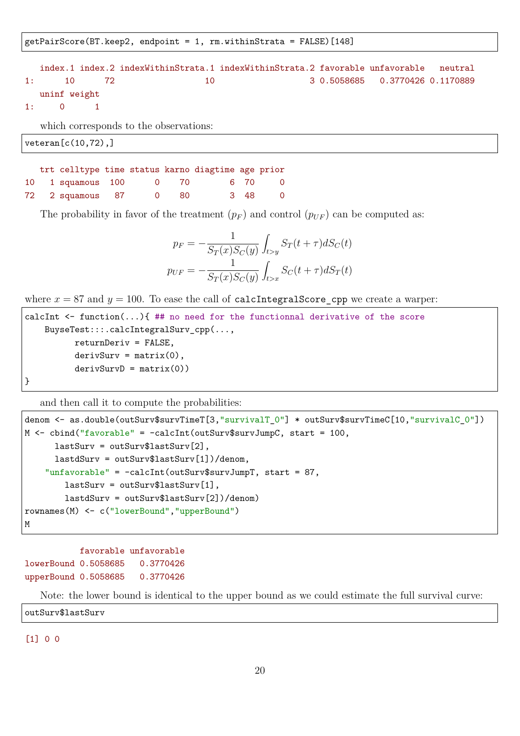```
getPairScore(BT.keep2, endpoint = 1, rm.withinStrata = FALSE)[148]
```

```
   index.1 index.2 indexWithinStrata.1 indexWithinStrata.2 favorable unfavorable   neutral
1:      10      72                  10                   3 0.5058685   0.3770426 0.1170889
   uninf weight
1:     0      1
```

which corresponds to the observations:

```
veteran[c(10,72),]
```

```
   trt celltype time status karno diagtime age prior
10   1 squamous  100      0    70        6  70     0
72   2 squamous   87      0    80        3  48     0
```

The probability in favor of the treatment ($p_F$) and control ($p_{UF}$) can be computed as:

$$p_F = -\frac{1}{S_T(x)S_C(y)} \int_{t>y} S_T(t+\tau) dS_C(t)$$

$$p_{UF} = -\frac{1}{S_T(x)S_C(y)} \int_{t>x} S_C(t+\tau) dS_T(t)$$

where $x = 87$ and $y = 100$. To ease the call of `calcIntegralScore_cpp` we create a warper:

```
calcInt <- function(...){ ## no need for the functionnal derivative of the score
    BuyseTest:::.calcIntegralSurv_cpp(...,
          returnDeriv = FALSE,
          derivSurv = matrix(0),
          derivSurvD = matrix(0))
}
```

and then call it to compute the probabilities:

```
denom <- as.double(outSurv$survTimeT[3,"survivalT_0"] * outSurv$survTimeC[10,"survivalC_0"])
M <- cbind("favorable" = -calcInt(outSurv$survJumpC, start = 100,
      lastSurv = outSurv$lastSurv[2],
      lastdSurv = outSurv$lastSurv[1])/denom,
    "unfavorable" = -calcInt(outSurv$survJumpT, start = 87,
        lastSurv = outSurv$lastSurv[1],
        lastdSurv = outSurv$lastSurv[2])/denom)
rownames(M) <- c("lowerBound","upperBound")
M
```

```
           favorable unfavorable
lowerBound 0.5058685   0.3770426
upperBound 0.5058685   0.3770426
```

Note: the lower bound is identical to the upper bound as we could estimate the full survival curve:

```
outSurv$lastSurv
```

```
[1] 0 0
```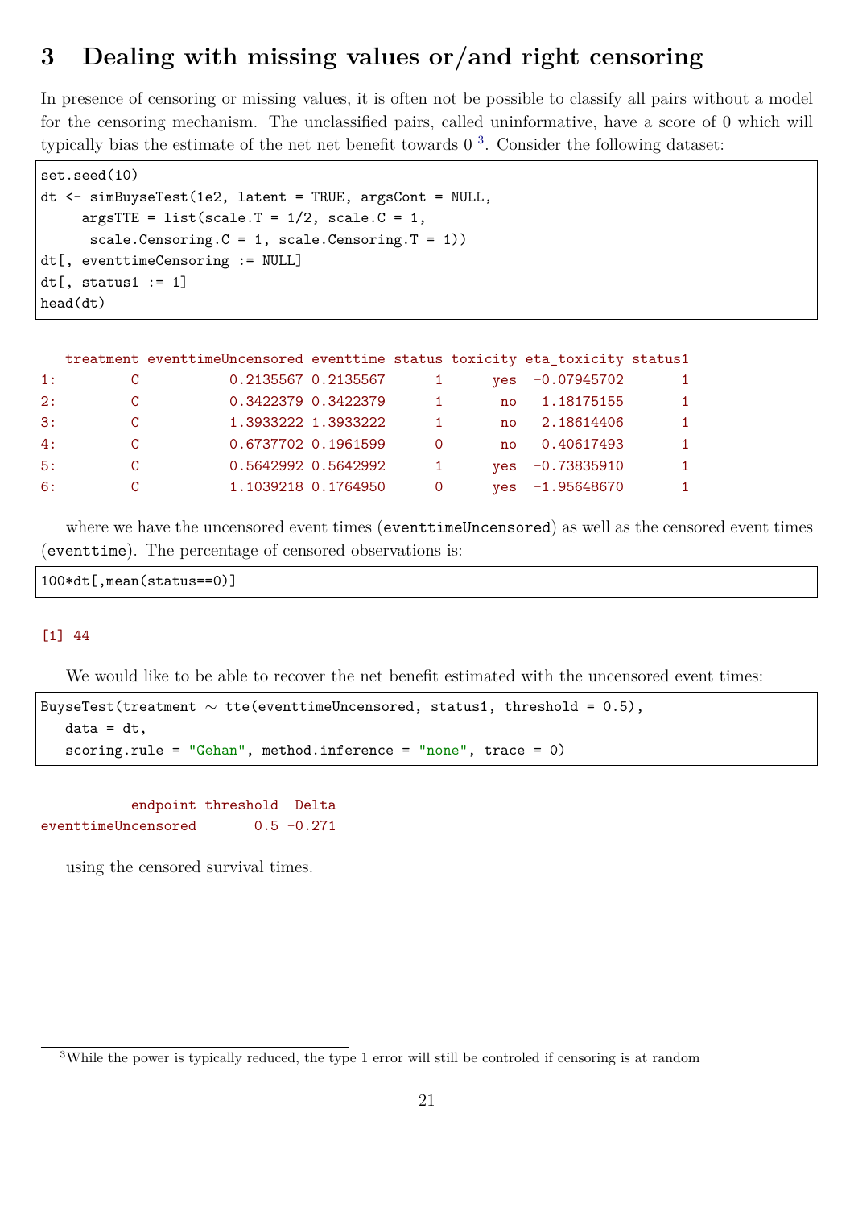# 3 Dealing with missing values or/and right censoring

In presence of censoring or missing values, it is often not be possible to classify all pairs without a model for the censoring mechanism. The unclassified pairs, called uninformative, have a score of 0 which will typically bias the estimate of the net net benefit towards 0 [3]. Consider the following dataset:

```
set.seed(10)
dt <- simBuyseTest(1e2, latent = TRUE, argsCont = NULL,
     argsTTE = list(scale.T = 1/2, scale.C = 1,
      scale.Censoring.C = 1, scale.Censoring.T = 1))
dt[, eventtimeCensoring := NULL]
dt[, status1 := 1]
head(dt)
```

```
   treatment eventtimeUncensored eventtime status toxicity eta_toxicity status1
1:         C           0.2135567 0.2135567      1      yes  -0.07945702       1
2:         C           0.3422379 0.3422379      1       no   1.18175155       1
3:         C           1.3933222 1.3933222      1       no   2.18614406       1
4:         C           0.6737702 0.1961599      0       no   0.40617493       1
5:         C           0.5642992 0.5642992      1      yes  -0.73835910       1
6:         C           1.1039218 0.1764950      0      yes  -1.95648670       1
```

where we have the uncensored event times (`eventtimeUncensored`) as well as the censored event times (`eventtime`). The percentage of censored observations is:

```
100*dt[,mean(status==0)]
```

```
[1] 44
```

We would like to be able to recover the net benefit estimated with the uncensored event times:

```
BuyseTest(treatment ∼ tte(eventtimeUncensored, status1, threshold = 0.5),
   data = dt,
   scoring.rule = "Gehan", method.inference = "none", trace = 0)
```

```
           endpoint threshold  Delta
eventtimeUncensored       0.5 -0.271
```

using the censored survival times.

[3] While the power is typically reduced, the type 1 error will still be controled if censoring is at random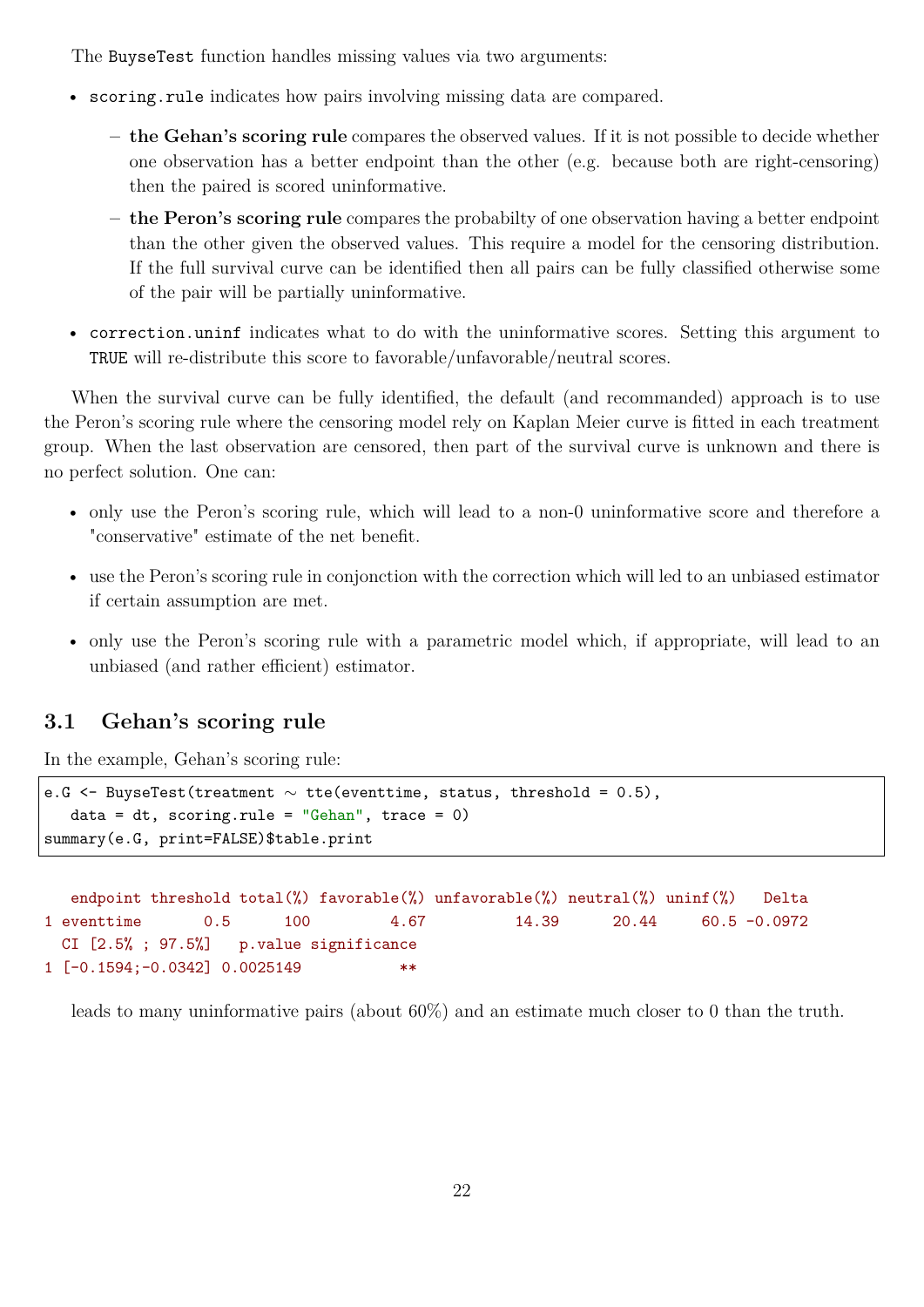The `BuyseTest` function handles missing values via two arguments:

- `scoring.rule` indicates how pairs involving missing data are compared.
  - **the Gehan's scoring rule** compares the observed values. If it is not possible to decide whether one observation has a better endpoint than the other (e.g. because both are right-censoring) then the paired is scored uninformative.
  - **the Peron's scoring rule** compares the probabilty of one observation having a better endpoint than the other given the observed values. This require a model for the censoring distribution. If the full survival curve can be identified then all pairs can be fully classified otherwise some of the pair will be partially uninformative.
- `correction.uninf` indicates what to do with the uninformative scores. Setting this argument to `TRUE` will re-distribute this score to favorable/unfavorable/neutral scores.

When the survival curve can be fully identified, the default (and recommanded) approach is to use the Peron's scoring rule where the censoring model rely on Kaplan Meier curve is fitted in each treatment group. When the last observation are censored, then part of the survival curve is unknown and there is no perfect solution. One can:

- only use the Peron's scoring rule, which will lead to a non-0 uninformative score and therefore a "conservative" estimate of the net benefit.
- use the Peron's scoring rule in conjonction with the correction which will led to an unbiased estimator if certain assumption are met.
- only use the Peron's scoring rule with a parametric model which, if appropriate, will lead to an unbiased (and rather efficient) estimator.

## 3.1 Gehan's scoring rule

In the example, Gehan's scoring rule:

```
e.G <- BuyseTest(treatment ~ tte(eventtime, status, threshold = 0.5),
   data = dt, scoring.rule = "Gehan", trace = 0)
summary(e.G, print=FALSE)$table.print
```

```
   endpoint threshold total(%) favorable(%) unfavorable(%) neutral(%) uninf(%)   Delta
1 eventtime       0.5      100         4.67          14.39      20.44     60.5 -0.0972
  CI [2.5% ; 97.5%]   p.value significance
1 [-0.1594;-0.0342] 0.0025149           **
```

leads to many uninformative pairs (about 60%) and an estimate much closer to 0 than the truth.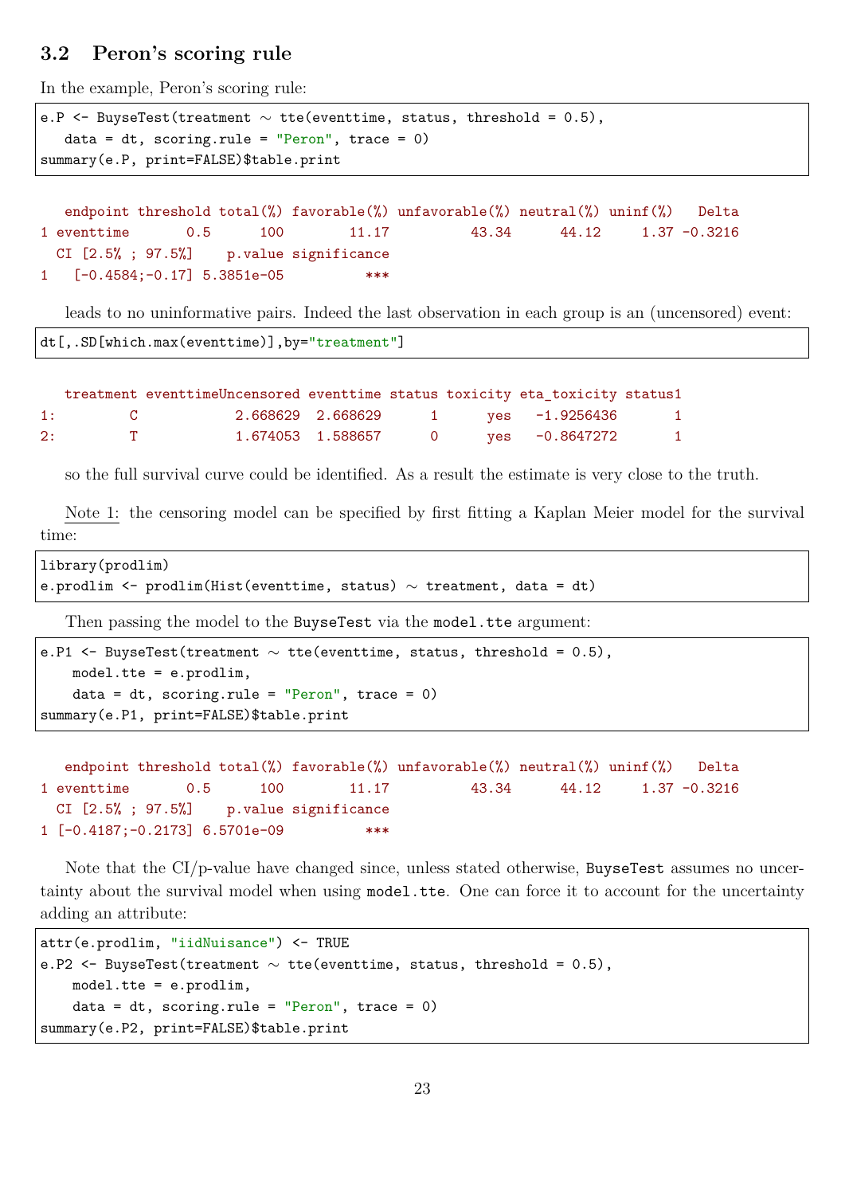### 3.2 Peron's scoring rule

In the example, Peron's scoring rule:

```
e.P <- BuyseTest(treatment ~ tte(eventtime, status, threshold = 0.5),
   data = dt, scoring.rule = "Peron", trace = 0)
summary(e.P, print=FALSE)$table.print
```

```
  endpoint threshold total(%) favorable(%) unfavorable(%) neutral(%) uninf(%)   Delta
1 eventtime       0.5      100        11.17          43.34      44.12     1.37 -0.3216
  CI [2.5% ; 97.5%]    p.value significance
1   [-0.4584;-0.17] 5.3851e-05          ***
```

leads to no uninformative pairs. Indeed the last observation in each group is an (uncensored) event:

```
dt[,.SD[which.max(eventtime)],by="treatment"]
```

```
  treatment eventtimeUncensored eventtime status toxicity eta_toxicity status1
1:         C            2.668629  2.668629      1      yes   -1.9256436       1
2:         T            1.674053  1.588657      0      yes   -0.8647272       1
```

so the full survival curve could be identified. As a result the estimate is very close to the truth.

Note 1: the censoring model can be specified by first fitting a Kaplan Meier model for the survival time:

```
library(prodlim)
e.prodlim <- prodlim(Hist(eventtime, status) ~ treatment, data = dt)
```

Then passing the model to the `BuyseTest` via the `model.tte` argument:

```
e.P1 <- BuyseTest(treatment ~ tte(eventtime, status, threshold = 0.5),
    model.tte = e.prodlim,
    data = dt, scoring.rule = "Peron", trace = 0)
summary(e.P1, print=FALSE)$table.print
```

```
  endpoint threshold total(%) favorable(%) unfavorable(%) neutral(%) uninf(%)   Delta
1 eventtime       0.5      100        11.17          43.34      44.12     1.37 -0.3216
  CI [2.5% ; 97.5%]    p.value significance
1 [-0.4187;-0.2173] 6.5701e-09          ***
```

Note that the CI/p-value have changed since, unless stated otherwise, `BuyseTest` assumes no uncertainty about the survival model when using `model.tte`. One can force it to account for the uncertainty adding an attribute:

```
attr(e.prodlim, "iidNuisance") <- TRUE
e.P2 <- BuyseTest(treatment ~ tte(eventtime, status, threshold = 0.5),
    model.tte = e.prodlim,
    data = dt, scoring.rule = "Peron", trace = 0)
summary(e.P2, print=FALSE)$table.print
```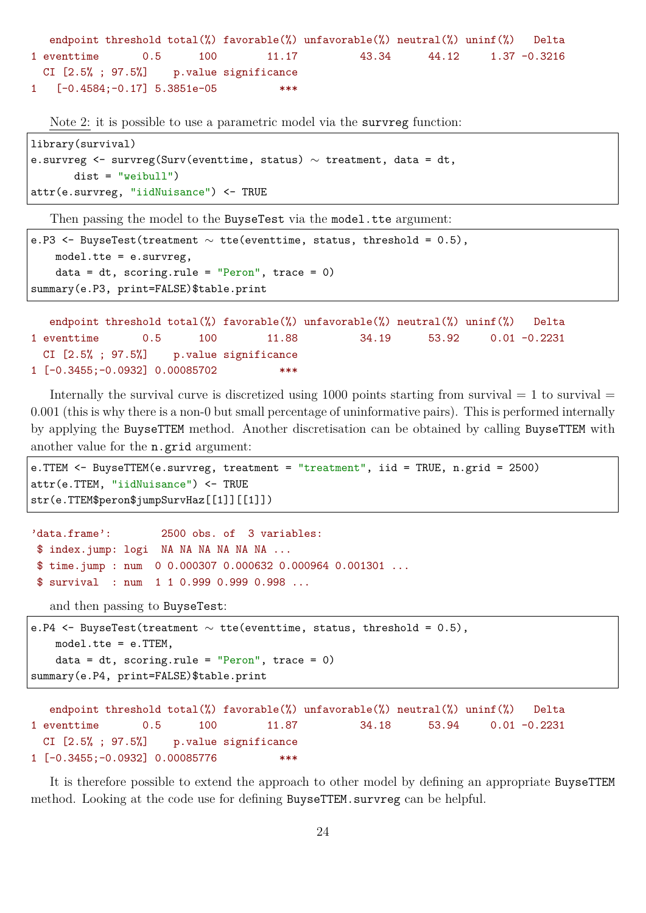```
  endpoint threshold total(%) favorable(%) unfavorable(%) neutral(%) uninf(%)   Delta
1 eventtime       0.5      100        11.17          43.34      44.12     1.37 -0.3216
  CI [2.5% ; 97.5%]    p.value significance
1   [-0.4584;-0.17] 5.3851e-05          ***
```

Note 2: it is possible to use a parametric model via the `survreg` function:

```
library(survival)
e.survreg <- survreg(Surv(eventtime, status) ~ treatment, data = dt,
       dist = "weibull")
attr(e.survreg, "iidNuisance") <- TRUE
```

Then passing the model to the `BuyseTest` via the `model.tte` argument:

```
e.P3 <- BuyseTest(treatment ~ tte(eventtime, status, threshold = 0.5),
    model.tte = e.survreg,
    data = dt, scoring.rule = "Peron", trace = 0)
summary(e.P3, print=FALSE)$table.print
```

```
  endpoint threshold total(%) favorable(%) unfavorable(%) neutral(%) uninf(%)   Delta
1 eventtime       0.5      100        11.88          34.19      53.92     0.01 -0.2231
  CI [2.5% ; 97.5%]    p.value significance
1 [-0.3455;-0.0932] 0.00085702          ***
```

Internally the survival curve is discretized using 1000 points starting from survival = 1 to survival = 0.001 (this is why there is a non-0 but small percentage of uninformative pairs). This is performed internally by applying the `BuyseTTEM` method. Another discretisation can be obtained by calling `BuyseTTEM` with another value for the `n.grid` argument:

```
e.TTEM <- BuyseTTEM(e.survreg, treatment = "treatment", iid = TRUE, n.grid = 2500)
attr(e.TTEM, "iidNuisance") <- TRUE
str(e.TTEM$peron$jumpSurvHaz[[1]][[1]])
```

```
'data.frame':        2500 obs. of  3 variables:
 $ index.jump: logi  NA NA NA NA NA NA ...
 $ time.jump : num  0 0.000307 0.000632 0.000964 0.001301 ...
 $ survival  : num  1 1 0.999 0.999 0.998 ...
```

and then passing to `BuyseTest`:

```
e.P4 <- BuyseTest(treatment ~ tte(eventtime, status, threshold = 0.5),
    model.tte = e.TTEM,
    data = dt, scoring.rule = "Peron", trace = 0)
summary(e.P4, print=FALSE)$table.print
```

```
  endpoint threshold total(%) favorable(%) unfavorable(%) neutral(%) uninf(%)   Delta
1 eventtime       0.5      100        11.87          34.18      53.94     0.01 -0.2231
  CI [2.5% ; 97.5%]    p.value significance
1 [-0.3455;-0.0932] 0.00085776          ***
```

It is therefore possible to extend the approach to other model by defining an appropriate `BuyseTTEM` method. Looking at the code use for defining `BuyseTTEM.survreg` can be helpful.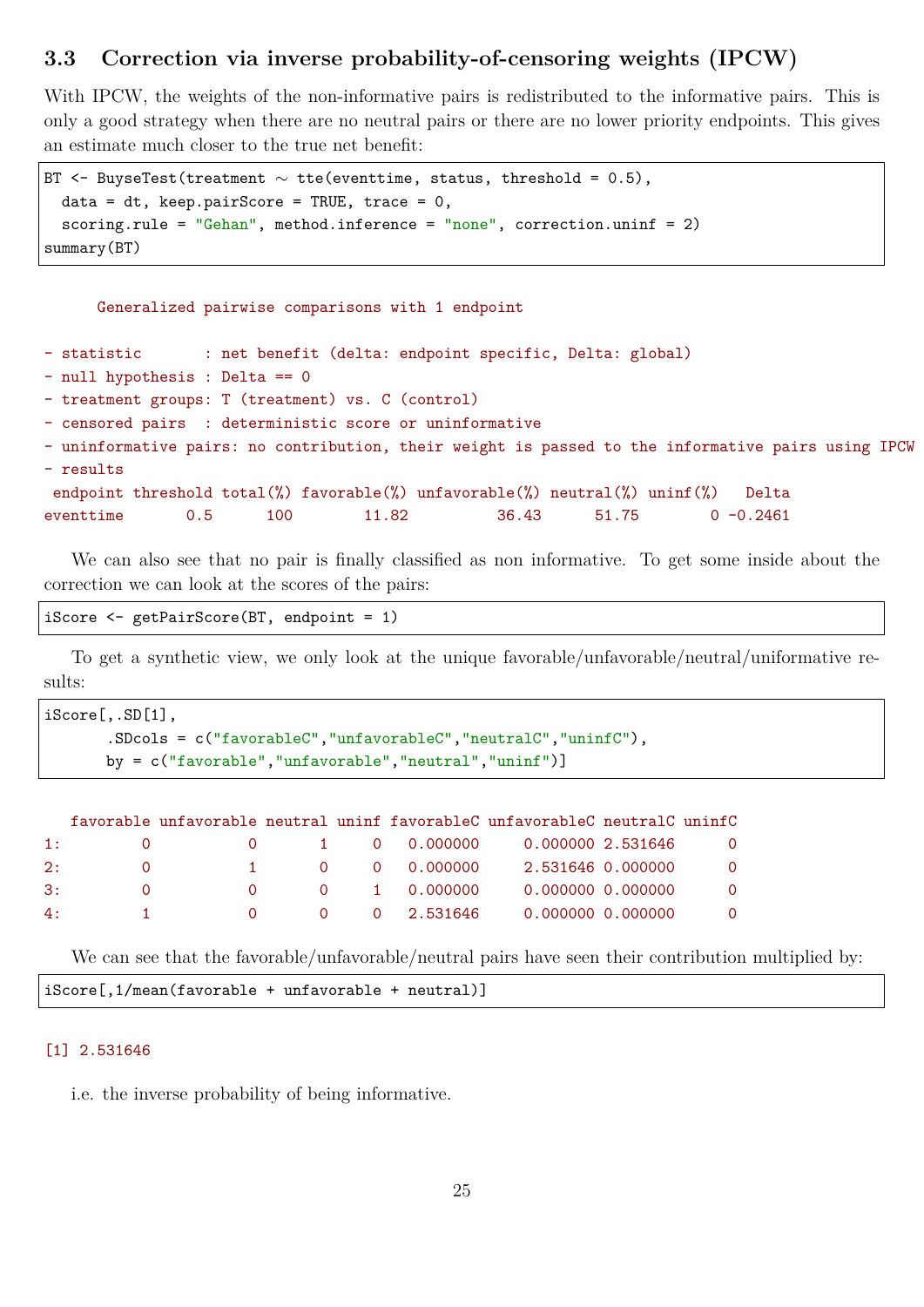### 3.3 Correction via inverse probability-of-censoring weights (IPCW)

With IPCW, the weights of the non-informative pairs is redistributed to the informative pairs. This is only a good strategy when there are no neutral pairs or there are no lower priority endpoints. This gives an estimate much closer to the true net benefit:

```
BT <- BuyseTest(treatment ~ tte(eventtime, status, threshold = 0.5),
  data = dt, keep.pairScore = TRUE, trace = 0,
  scoring.rule = "Gehan", method.inference = "none", correction.uninf = 2)
summary(BT)
```

```
      Generalized pairwise comparisons with 1 endpoint

- statistic       : net benefit (delta: endpoint specific, Delta: global)
- null hypothesis : Delta == 0
- treatment groups: T (treatment) vs. C (control)
- censored pairs  : deterministic score or uninformative
- uninformative pairs: no contribution, their weight is passed to the informative pairs using IPCW
- results
 endpoint threshold total(%) favorable(%) unfavorable(%) neutral(%) uninf(%)   Delta
eventtime       0.5      100        11.82          36.43      51.75        0 -0.2461
```

We can also see that no pair is finally classified as non informative. To get some inside about the correction we can look at the scores of the pairs:

```
iScore <- getPairScore(BT, endpoint = 1)
```

To get a synthetic view, we only look at the unique favorable/unfavorable/neutral/uniformative results:

```
iScore[,.SD[1],
       .SDcols = c("favorableC","unfavorableC","neutralC","uninfC"),
       by = c("favorable","unfavorable","neutral","uninf")]
```

```
   favorable unfavorable neutral uninf favorableC unfavorableC neutralC uninfC
1:         0           0       1     0   0.000000     0.000000 2.531646      0
2:         0           1       0     0   0.000000     2.531646 0.000000      0
3:         0           0       0     1   0.000000     0.000000 0.000000      0
4:         1           0       0     0   2.531646     0.000000 0.000000      0
```

We can see that the favorable/unfavorable/neutral pairs have seen their contribution multiplied by:

```
iScore[,1/mean(favorable + unfavorable + neutral)]
```

```
[1] 2.531646
```

i.e. the inverse probability of being informative.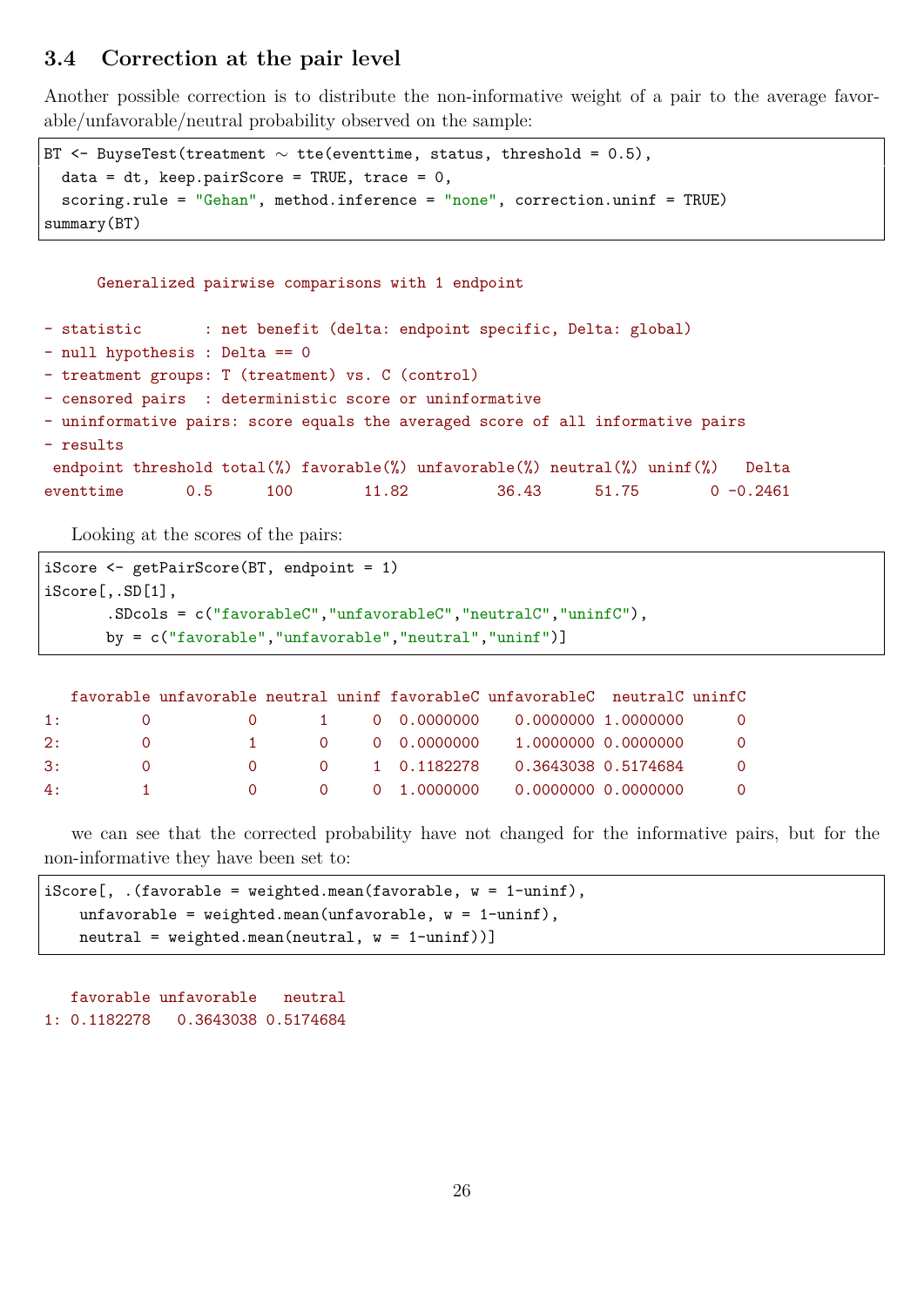### 3.4 Correction at the pair level

Another possible correction is to distribute the non-informative weight of a pair to the average favorable/unfavorable/neutral probability observed on the sample:

```
BT <- BuyseTest(treatment ~ tte(eventtime, status, threshold = 0.5),
  data = dt, keep.pairScore = TRUE, trace = 0,
  scoring.rule = "Gehan", method.inference = "none", correction.uninf = TRUE)
summary(BT)
```

```
      Generalized pairwise comparisons with 1 endpoint

- statistic       : net benefit (delta: endpoint specific, Delta: global)
- null hypothesis : Delta == 0
- treatment groups: T (treatment) vs. C (control)
- censored pairs  : deterministic score or uninformative
- uninformative pairs: score equals the averaged score of all informative pairs
- results
 endpoint threshold total(%) favorable(%) unfavorable(%) neutral(%) uninf(%)   Delta
eventtime       0.5      100        11.82          36.43      51.75        0 -0.2461
```

Looking at the scores of the pairs:

```
iScore <- getPairScore(BT, endpoint = 1)
iScore[,.SD[1],
       .SDcols = c("favorableC","unfavorableC","neutralC","uninfC"),
       by = c("favorable","unfavorable","neutral","uninf")]
```

```
   favorable unfavorable neutral uninf favorableC unfavorableC  neutralC uninfC
1:         0           0       1     0  0.0000000    0.0000000 1.0000000      0
2:         0           1       0     0  0.0000000    1.0000000 0.0000000      0
3:         0           0       0     1  0.1182278    0.3643038 0.5174684      0
4:         1           0       0     0  1.0000000    0.0000000 0.0000000      0
```

we can see that the corrected probability have not changed for the informative pairs, but for the non-informative they have been set to:

```
iScore[, .(favorable = weighted.mean(favorable, w = 1-uninf),
    unfavorable = weighted.mean(unfavorable, w = 1-uninf),
    neutral = weighted.mean(neutral, w = 1-uninf))]
```

```
   favorable unfavorable   neutral
1: 0.1182278   0.3643038 0.5174684
```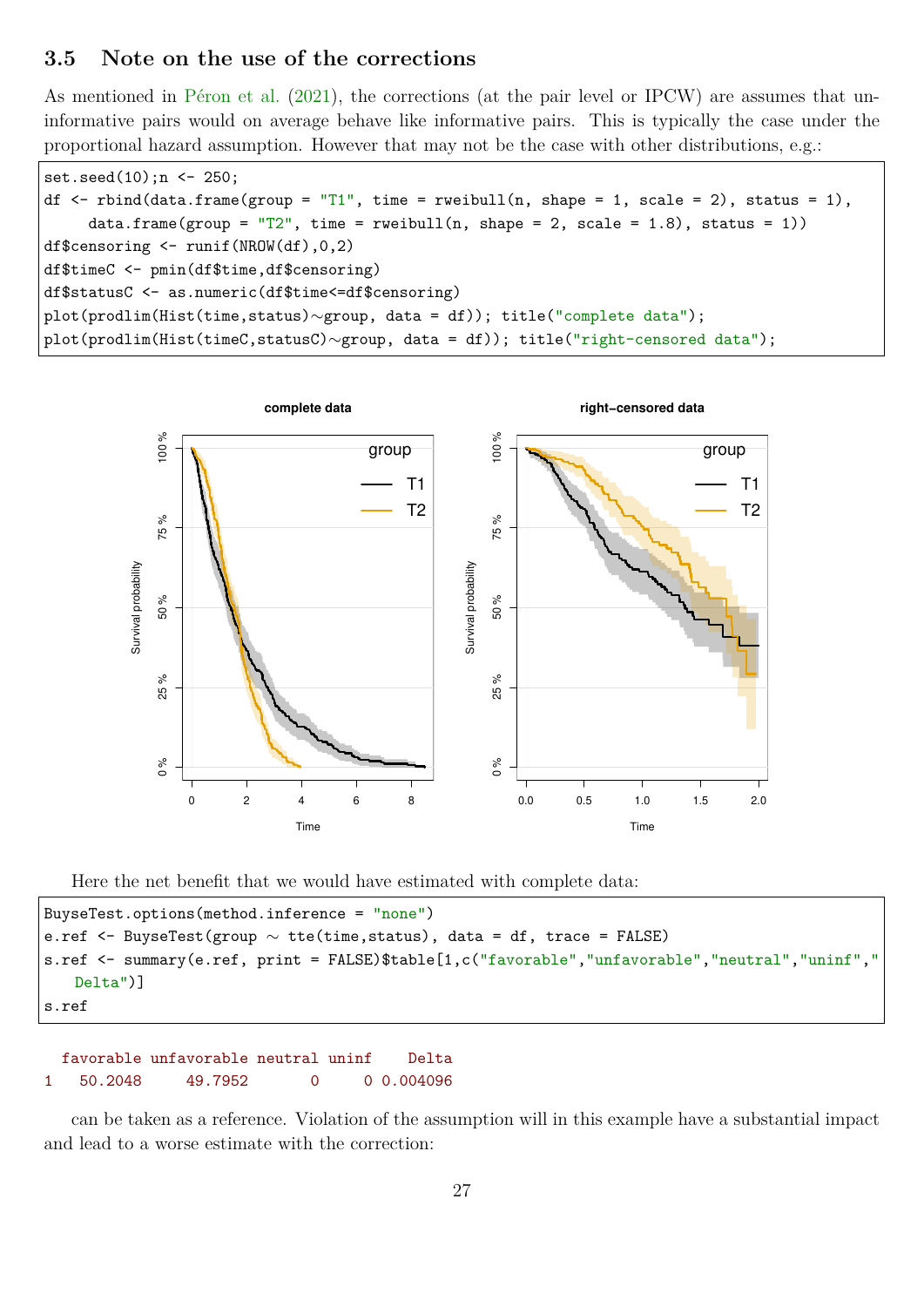### 3.5 Note on the use of the corrections

As mentioned in Péron et al. (2021), the corrections (at the pair level or IPCW) are assumes that uninformative pairs would on average behave like informative pairs. This is typically the case under the proportional hazard assumption. However that may not be the case with other distributions, e.g.:

```
set.seed(10);n <- 250;
df <- rbind(data.frame(group = "T1", time = rweibull(n, shape = 1, scale = 2), status = 1),
     data.frame(group = "T2", time = rweibull(n, shape = 2, scale = 1.8), status = 1))
df$censoring <- runif(NROW(df),0,2)
df$timeC <- pmin(df$time,df$censoring)
df$statusC <- as.numeric(df$time<=df$censoring)
plot(prodlim(Hist(time,status)~group, data = df)); title("complete data");
plot(prodlim(Hist(timeC,statusC)~group, data = df)); title("right-censored data");
```

Here the net benefit that we would have estimated with complete data:

```
BuyseTest.options(method.inference = "none")
e.ref <- BuyseTest(group ~ tte(time,status), data = df, trace = FALSE)
s.ref <- summary(e.ref, print = FALSE)$table[1,c("favorable","unfavorable","neutral","uninf","
    Delta")]
s.ref
```

```
  favorable unfavorable neutral uninf    Delta
1   50.2048     49.7952       0     0 0.004096
```

can be taken as a reference. Violation of the assumption will in this example have a substantial impact and lead to a worse estimate with the correction: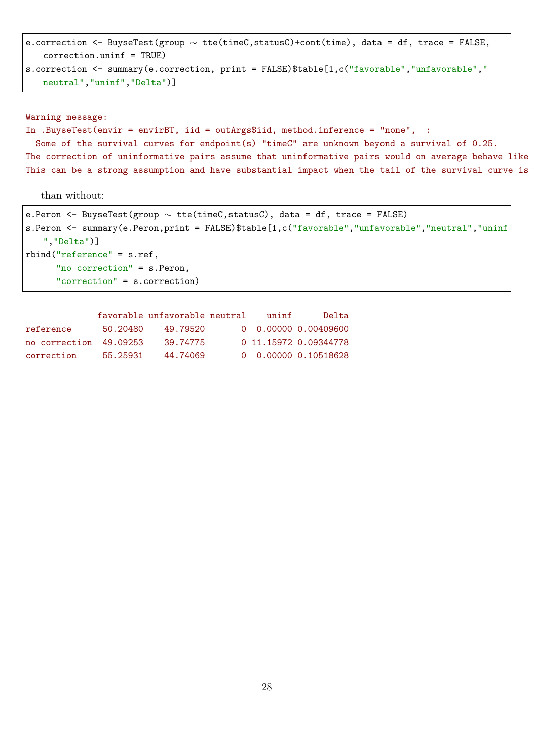```
e.correction <- BuyseTest(group ~ tte(timeC,statusC)+cont(time), data = df, trace = FALSE,
    correction.uninf = TRUE)
s.correction <- summary(e.correction, print = FALSE)$table[1,c("favorable","unfavorable","
    neutral","uninf","Delta")]
```

```
Warning message:
In .BuyseTest(envir = envirBT, iid = outArgs$iid, method.inference = "none",  :
  Some of the survival curves for endpoint(s) "timeC" are unknown beyond a survival of 0.25.
The correction of uninformative pairs assume that uninformative pairs would on average behave like
This can be a strong assumption and have substantial impact when the tail of the survival curve is
```

than without:

```
e.Peron <- BuyseTest(group ~ tte(timeC,statusC), data = df, trace = FALSE)
s.Peron <- summary(e.Peron,print = FALSE)$table[1,c("favorable","unfavorable","neutral","uninf
    ","Delta")]
rbind("reference" = s.ref,
      "no correction" = s.Peron,
      "correction" = s.correction)
```

```
              favorable unfavorable neutral    uninf      Delta
reference      50.20480    49.79520       0  0.00000 0.00409600
no correction  49.09253    39.74775       0 11.15972 0.09344778
correction     55.25931    44.74069       0  0.00000 0.10518628
```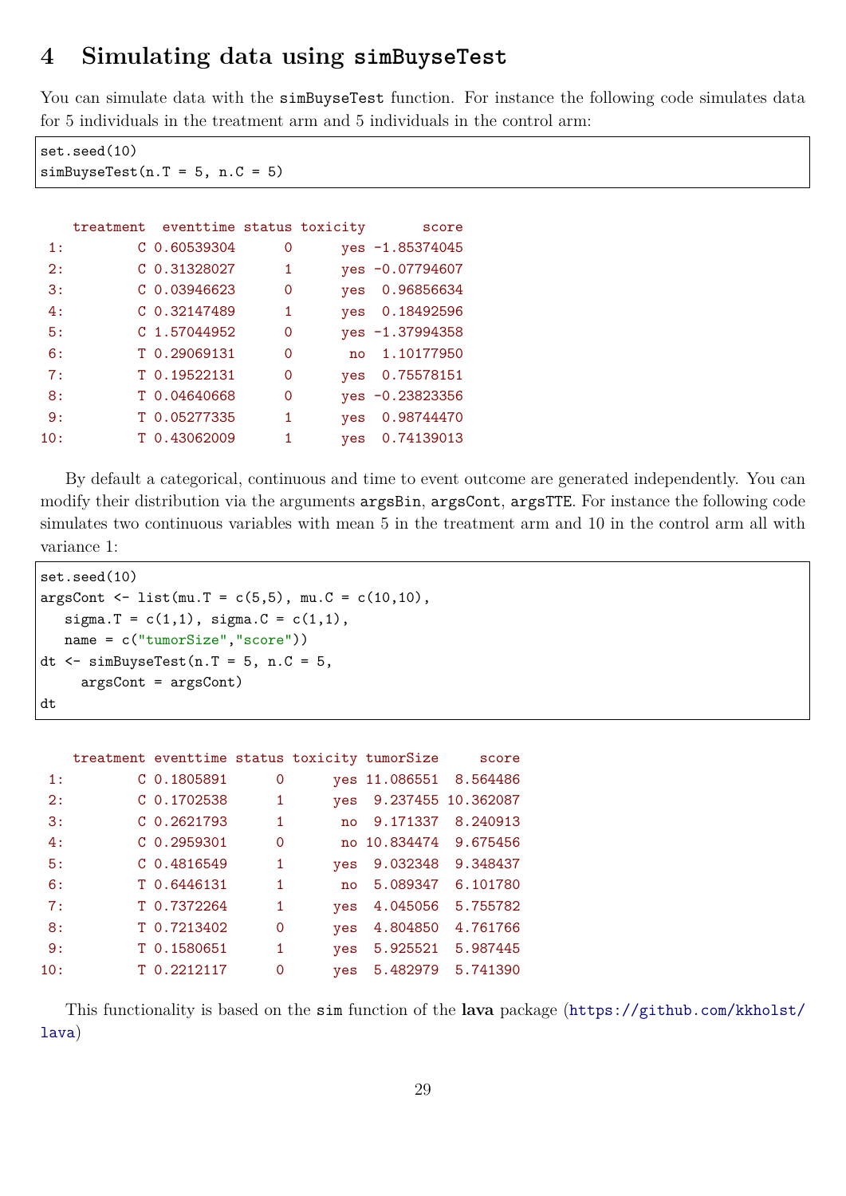# 4 Simulating data using simBuyseTest

You can simulate data with the simBuyseTest function. For instance the following code simulates data for 5 individuals in the treatment arm and 5 individuals in the control arm:

```
set.seed(10)
simBuyseTest(n.T = 5, n.C = 5)
```

```
    treatment  eventtime status toxicity       score
 1:         C 0.60539304      0      yes -1.85374045
 2:         C 0.31328027      1      yes -0.07794607
 3:         C 0.03946623      0      yes  0.96856634
 4:         C 0.32147489      1      yes  0.18492596
 5:         C 1.57044952      0      yes -1.37994358
 6:         T 0.29069131      0       no  1.10177950
 7:         T 0.19522131      0      yes  0.75578151
 8:         T 0.04640668      0      yes -0.23823356
 9:         T 0.05277335      1      yes  0.98744470
10:         T 0.43062009      1      yes  0.74139013
```

By default a categorical, continuous and time to event outcome are generated independently. You can modify their distribution via the arguments argsBin, argsCont, argsTTE. For instance the following code simulates two continuous variables with mean 5 in the treatment arm and 10 in the control arm all with variance 1:

```
set.seed(10)
argsCont <- list(mu.T = c(5,5), mu.C = c(10,10),
   sigma.T = c(1,1), sigma.C = c(1,1),
   name = c("tumorSize","score"))
dt <- simBuyseTest(n.T = 5, n.C = 5,
     argsCont = argsCont)
dt
```

```
    treatment eventtime status toxicity tumorSize     score
 1:         C 0.1805891      0      yes 11.086551  8.564486
 2:         C 0.1702538      1      yes  9.237455 10.362087
 3:         C 0.2621793      1       no  9.171337  8.240913
 4:         C 0.2959301      0       no 10.834474  9.675456
 5:         C 0.4816549      1      yes  9.032348  9.348437
 6:         T 0.6446131      1       no  5.089347  6.101780
 7:         T 0.7372264      1      yes  4.045056  5.755782
 8:         T 0.7213402      0      yes  4.804850  4.761766
 9:         T 0.1580651      1      yes  5.925521  5.987445
10:         T 0.2212117      0      yes  5.482979  5.741390
```

This functionality is based on the sim function of the **lava** package (https://github.com/kkholst/lava)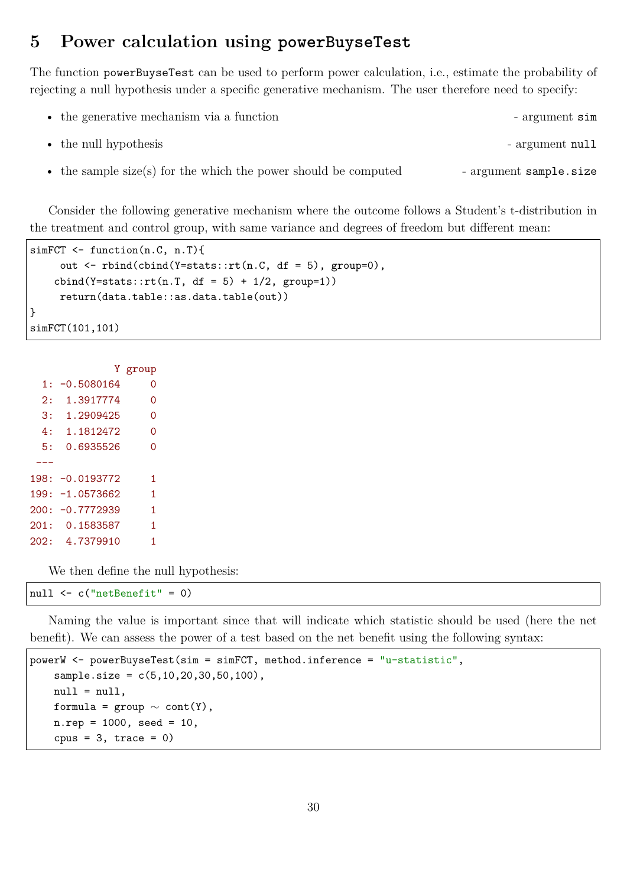## 5 Power calculation using powerBuyseTest

The function powerBuyseTest can be used to perform power calculation, i.e., estimate the probability of rejecting a null hypothesis under a specific generative mechanism. The user therefore need to specify:

- the generative mechanism via a function - argument sim
- the null hypothesis - argument null
- the sample size(s) for the which the power should be computed - argument sample.size

Consider the following generative mechanism where the outcome follows a Student's t-distribution in the treatment and control group, with same variance and degrees of freedom but different mean:

```
simFCT <- function(n.C, n.T){
     out <- rbind(cbind(Y=stats::rt(n.C, df = 5), group=0),
    cbind(Y=stats::rt(n.T, df = 5) + 1/2, group=1))
     return(data.table::as.data.table(out))
}
simFCT(101,101)
```

```
              Y group
  1: -0.5080164     0
  2:  1.3917774     0
  3:  1.2909425     0
  4:  1.1812472     0
  5:  0.6935526     0
 ---
198: -0.0193772     1
199: -1.0573662     1
200: -0.7772939     1
201:  0.1583587     1
202:  4.7379910     1
```

We then define the null hypothesis:

```
null <- c("netBenefit" = 0)
```

Naming the value is important since that will indicate which statistic should be used (here the net benefit). We can assess the power of a test based on the net benefit using the following syntax:

```
powerW <- powerBuyseTest(sim = simFCT, method.inference = "u-statistic",
    sample.size = c(5,10,20,30,50,100),
    null = null,
    formula = group ~ cont(Y),
    n.rep = 1000, seed = 10,
    cpus = 3, trace = 0)
```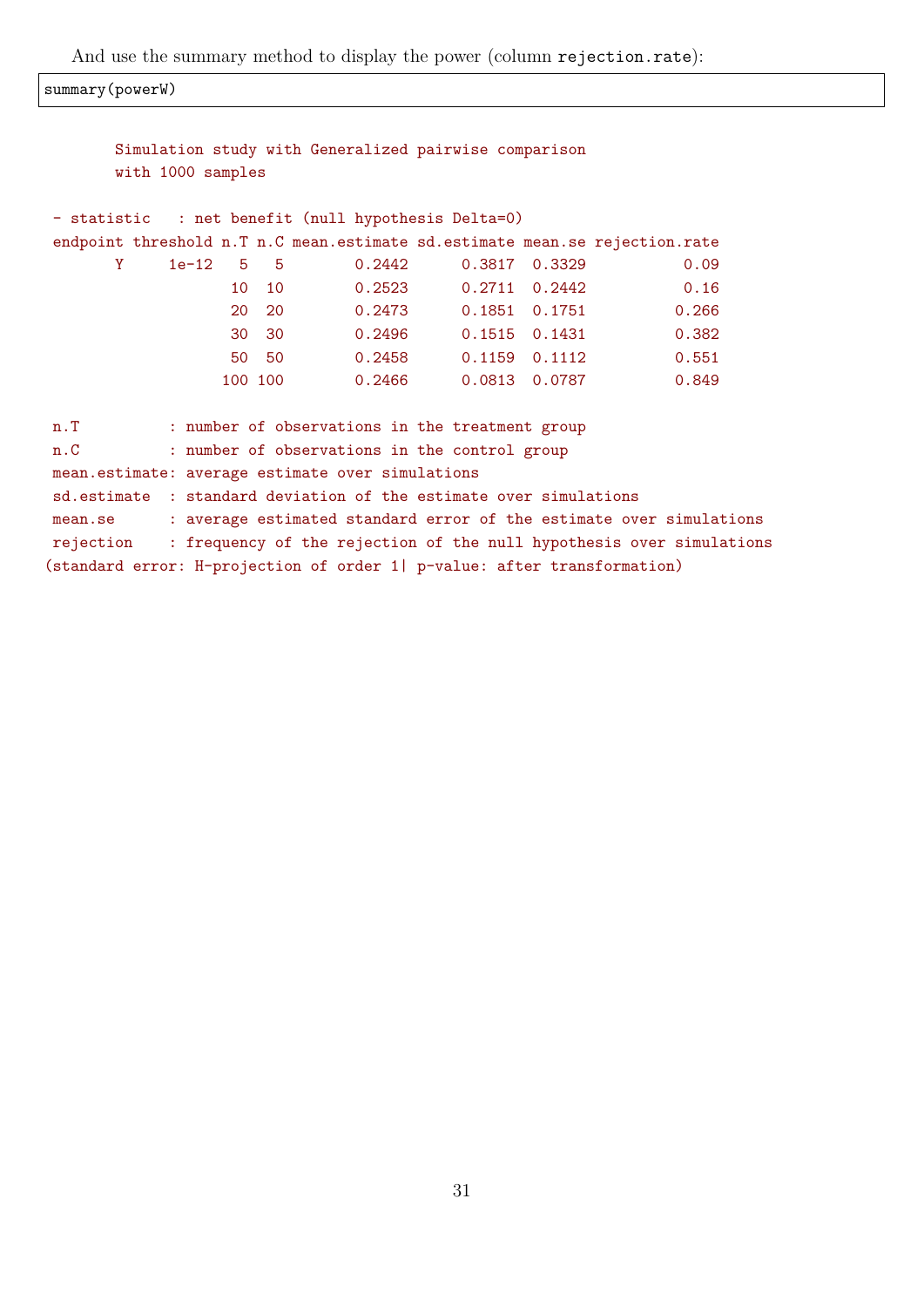And use the summary method to display the power (column `rejection.rate`):

```
summary(powerW)
```

```
       Simulation study with Generalized pairwise comparison
       with 1000 samples

 - statistic   : net benefit (null hypothesis Delta=0)
 endpoint threshold n.T n.C mean.estimate sd.estimate mean.se rejection.rate
        Y     1e-12   5   5        0.2442      0.3817  0.3329           0.09
                     10  10        0.2523      0.2711  0.2442           0.16
                     20  20        0.2473      0.1851  0.1751          0.266
                     30  30        0.2496      0.1515  0.1431          0.382
                     50  50        0.2458      0.1159  0.1112          0.551
                    100 100        0.2466      0.0813  0.0787          0.849

 n.T          : number of observations in the treatment group
 n.C          : number of observations in the control group
 mean.estimate: average estimate over simulations
 sd.estimate  : standard deviation of the estimate over simulations
 mean.se      : average estimated standard error of the estimate over simulations
 rejection    : frequency of the rejection of the null hypothesis over simulations
(standard error: H-projection of order 1| p-value: after transformation)
```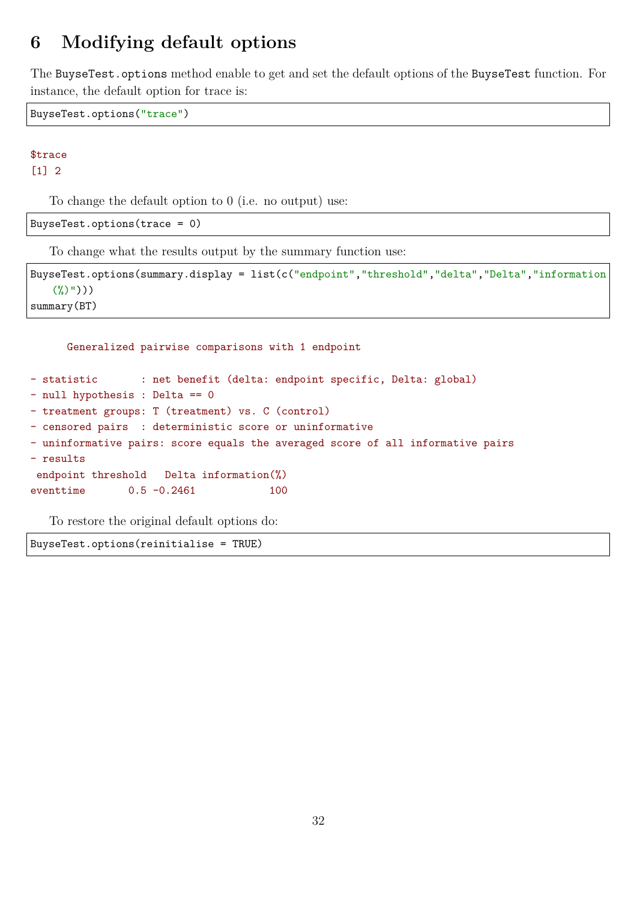# 6 Modifying default options

The `BuyseTest.options` method enable to get and set the default options of the `BuyseTest` function. For instance, the default option for trace is:

```
BuyseTest.options("trace")
```

```
$trace
[1] 2
```

To change the default option to 0 (i.e. no output) use:

```
BuyseTest.options(trace = 0)
```

To change what the results output by the summary function use:

```
BuyseTest.options(summary.display = list(c("endpoint","threshold","delta","Delta","information
    (%)")))
summary(BT)
```

```
      Generalized pairwise comparisons with 1 endpoint

- statistic       : net benefit (delta: endpoint specific, Delta: global)
- null hypothesis : Delta == 0
- treatment groups: T (treatment) vs. C (control)
- censored pairs  : deterministic score or uninformative
- uninformative pairs: score equals the averaged score of all informative pairs
- results
 endpoint threshold   Delta information(%)
eventtime       0.5 -0.2461           100
```

To restore the original default options do:

```
BuyseTest.options(reinitialise = TRUE)
```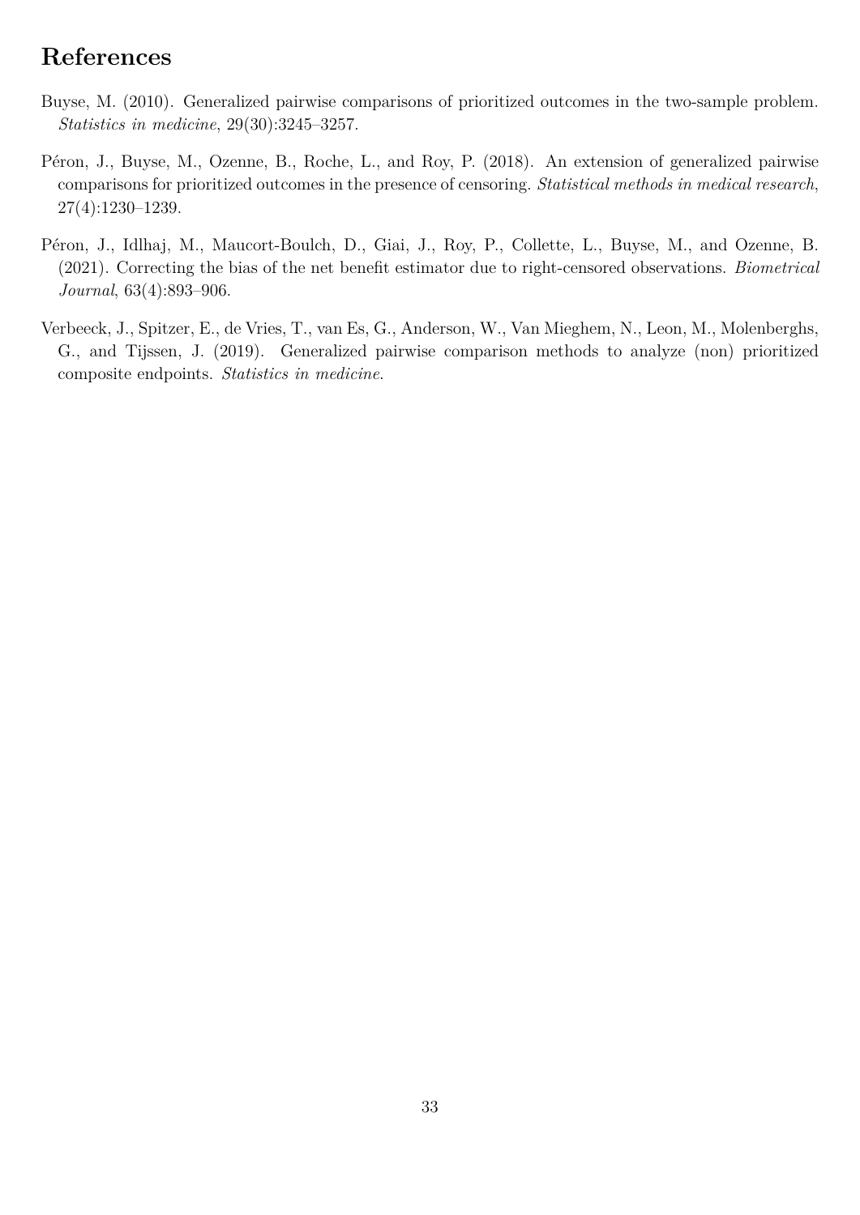## References

Buyse, M. (2010). Generalized pairwise comparisons of prioritized outcomes in the two-sample problem. *Statistics in medicine*, 29(30):3245–3257.

Péron, J., Buyse, M., Ozenne, B., Roche, L., and Roy, P. (2018). An extension of generalized pairwise comparisons for prioritized outcomes in the presence of censoring. *Statistical methods in medical research*, 27(4):1230–1239.

Péron, J., Idlhaj, M., Maucort-Boulch, D., Giai, J., Roy, P., Collette, L., Buyse, M., and Ozenne, B. (2021). Correcting the bias of the net benefit estimator due to right-censored observations. *Biometrical Journal*, 63(4):893–906.

Verbeeck, J., Spitzer, E., de Vries, T., van Es, G., Anderson, W., Van Mieghem, N., Leon, M., Molenberghs, G., and Tijssen, J. (2019). Generalized pairwise comparison methods to analyze (non) prioritized composite endpoints. *Statistics in medicine*.